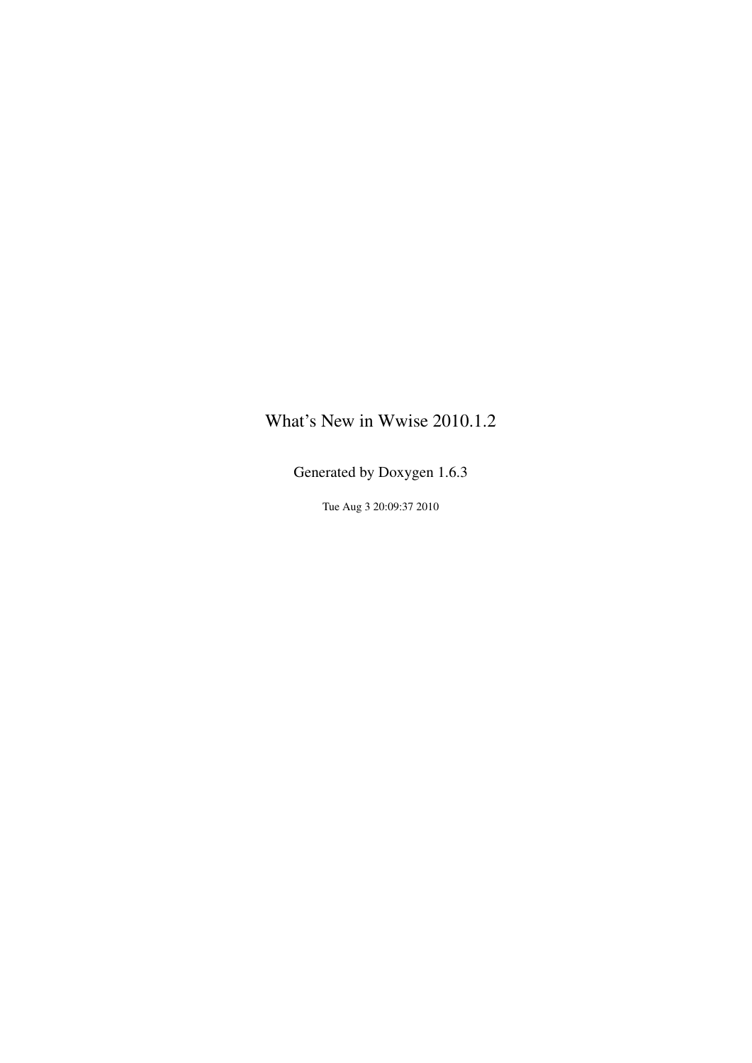# What's New in Wwise 2010.1.2

Generated by Doxygen 1.6.3

Tue Aug 3 20:09:37 2010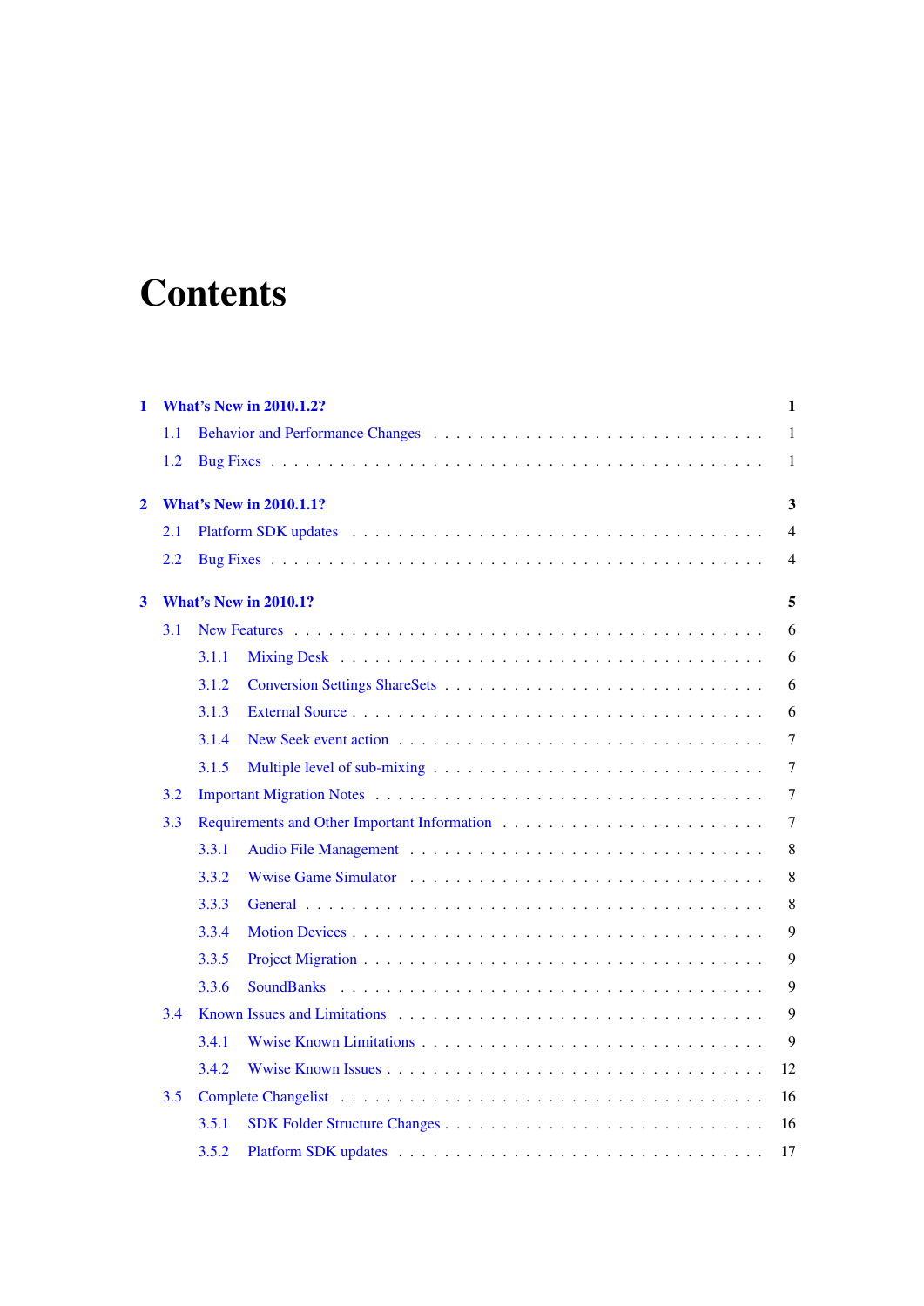# Contents

- **1 What's New in 2010.1.2?** — 1
  - 1.1 Behavior and Performance Changes — 1
  - 1.2 Bug Fixes — 1
- **2 What's New in 2010.1.1?** — 3
  - 2.1 Platform SDK updates — 4
  - 2.2 Bug Fixes — 4
- **3 What's New in 2010.1?** — 5
  - 3.1 New Features — 6
    - 3.1.1 Mixing Desk — 6
    - 3.1.2 Conversion Settings ShareSets — 6
    - 3.1.3 External Source — 6
    - 3.1.4 New Seek event action — 7
    - 3.1.5 Multiple level of sub-mixing — 7
  - 3.2 Important Migration Notes — 7
  - 3.3 Requirements and Other Important Information — 7
    - 3.3.1 Audio File Management — 8
    - 3.3.2 Wwise Game Simulator — 8
    - 3.3.3 General — 8
    - 3.3.4 Motion Devices — 9
    - 3.3.5 Project Migration — 9
    - 3.3.6 SoundBanks — 9
  - 3.4 Known Issues and Limitations — 9
    - 3.4.1 Wwise Known Limitations — 9
    - 3.4.2 Wwise Known Issues — 12
  - 3.5 Complete Changelist — 16
    - 3.5.1 SDK Folder Structure Changes — 16
    - 3.5.2 Platform SDK updates — 17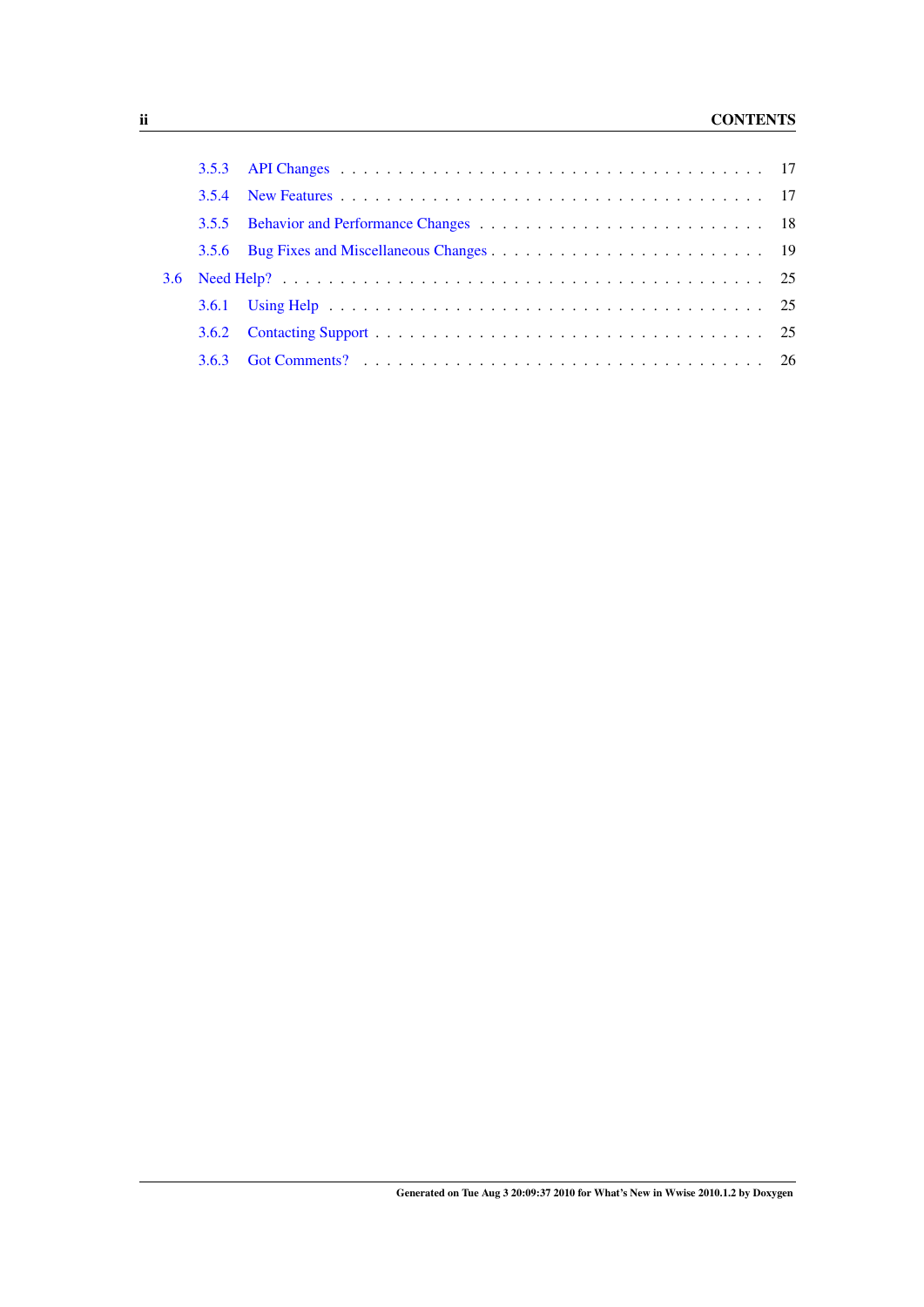- 3.5.3 API Changes . . . . . . 17
- 3.5.4 New Features . . . . . . 17
- 3.5.5 Behavior and Performance Changes . . . . . . 18
- 3.5.6 Bug Fixes and Miscellaneous Changes . . . . . . 19

3.6 Need Help? . . . . . . 25

- 3.6.1 Using Help . . . . . . 25
- 3.6.2 Contacting Support . . . . . . 25
- 3.6.3 Got Comments? . . . . . . 26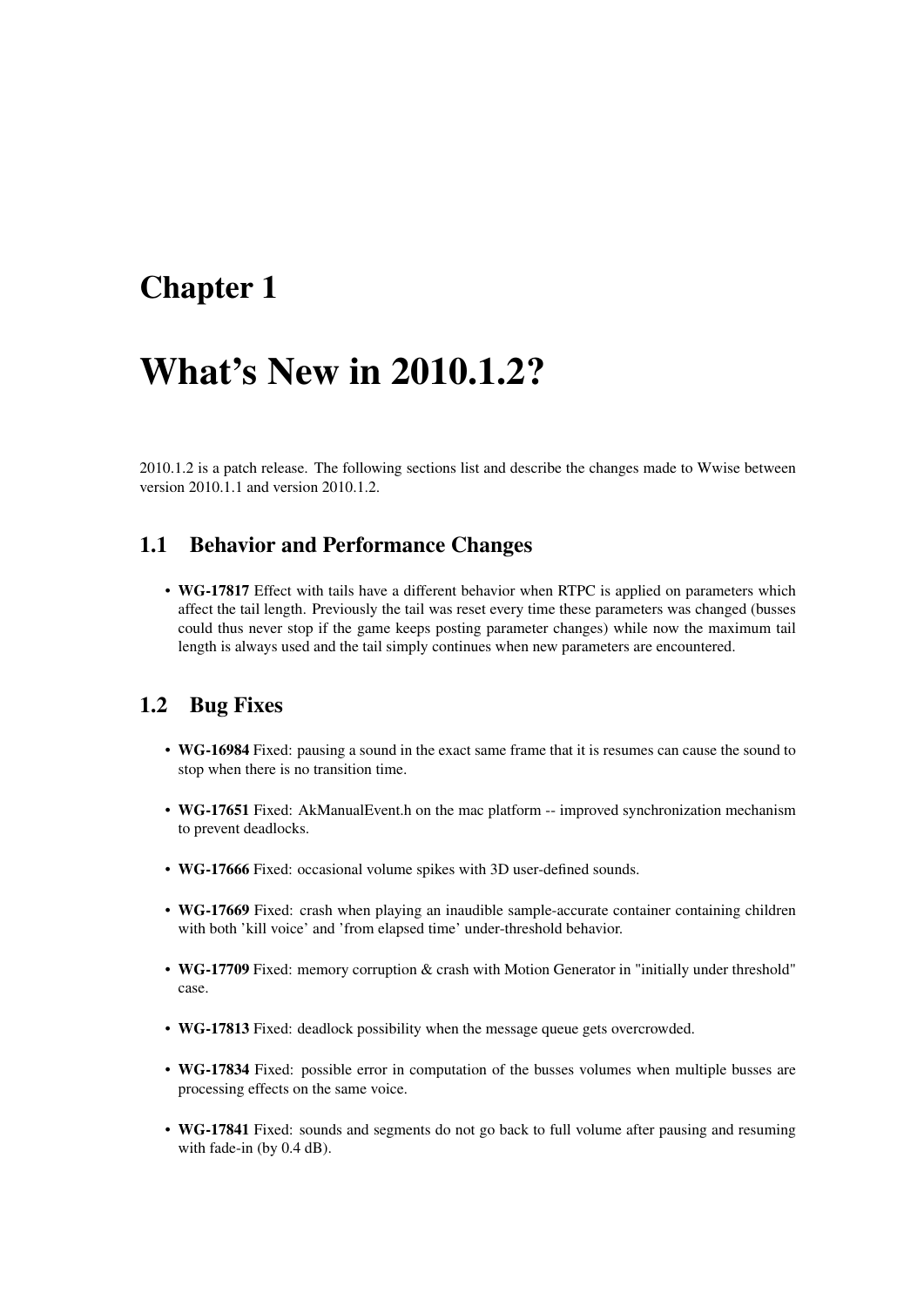# Chapter 1

# What's New in 2010.1.2?

2010.1.2 is a patch release. The following sections list and describe the changes made to Wwise between version 2010.1.1 and version 2010.1.2.

## 1.1 Behavior and Performance Changes

- **WG-17817** Effect with tails have a different behavior when RTPC is applied on parameters which affect the tail length. Previously the tail was reset every time these parameters was changed (busses could thus never stop if the game keeps posting parameter changes) while now the maximum tail length is always used and the tail simply continues when new parameters are encountered.

## 1.2 Bug Fixes

- **WG-16984** Fixed: pausing a sound in the exact same frame that it is resumes can cause the sound to stop when there is no transition time.
- **WG-17651** Fixed: AkManualEvent.h on the mac platform -- improved synchronization mechanism to prevent deadlocks.
- **WG-17666** Fixed: occasional volume spikes with 3D user-defined sounds.
- **WG-17669** Fixed: crash when playing an inaudible sample-accurate container containing children with both 'kill voice' and 'from elapsed time' under-threshold behavior.
- **WG-17709** Fixed: memory corruption & crash with Motion Generator in "initially under threshold" case.
- **WG-17813** Fixed: deadlock possibility when the message queue gets overcrowded.
- **WG-17834** Fixed: possible error in computation of the busses volumes when multiple busses are processing effects on the same voice.
- **WG-17841** Fixed: sounds and segments do not go back to full volume after pausing and resuming with fade-in (by 0.4 dB).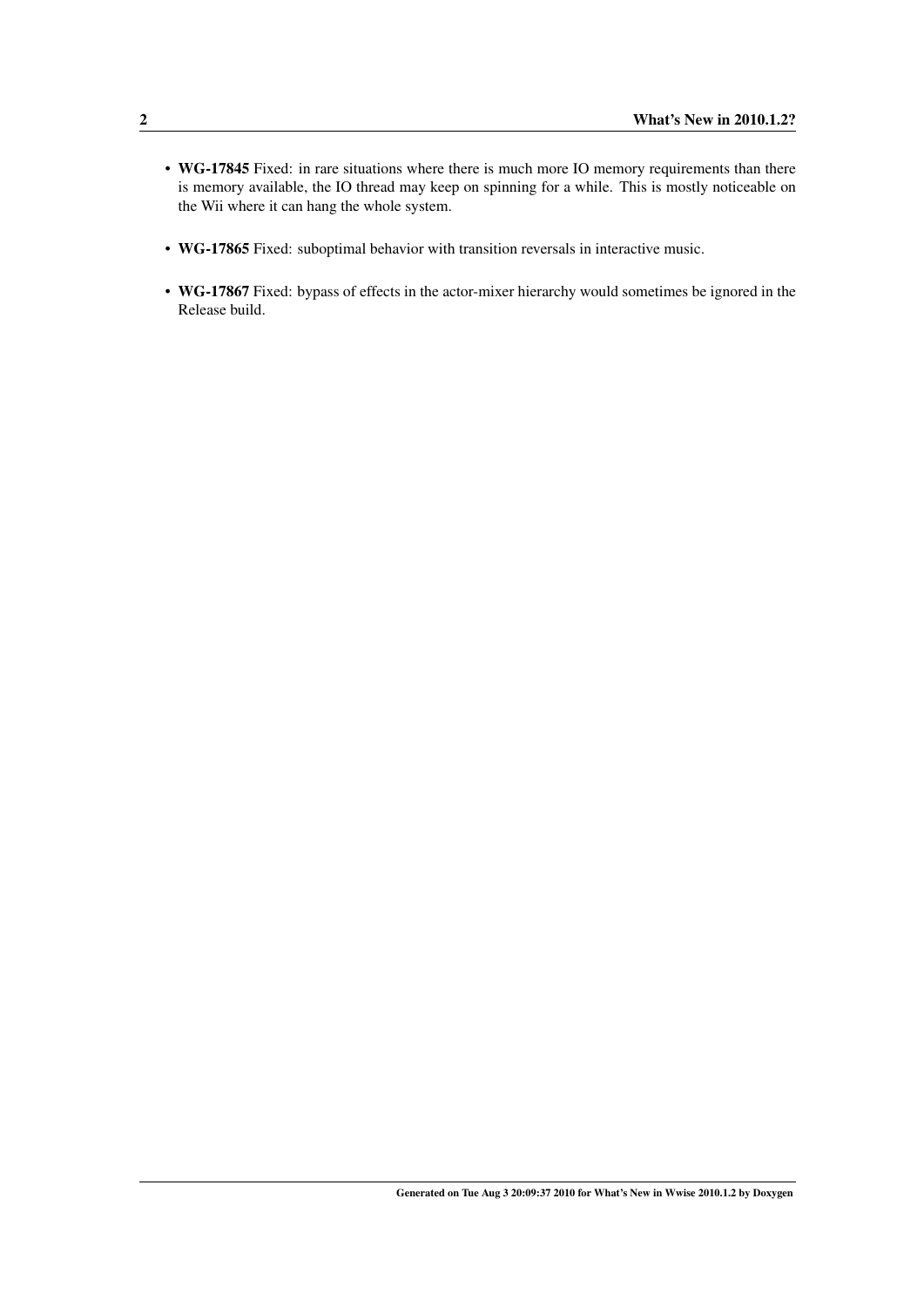- **WG-17845** Fixed: in rare situations where there is much more IO memory requirements than there is memory available, the IO thread may keep on spinning for a while. This is mostly noticeable on the Wii where it can hang the whole system.
- **WG-17865** Fixed: suboptimal behavior with transition reversals in interactive music.
- **WG-17867** Fixed: bypass of effects in the actor-mixer hierarchy would sometimes be ignored in the Release build.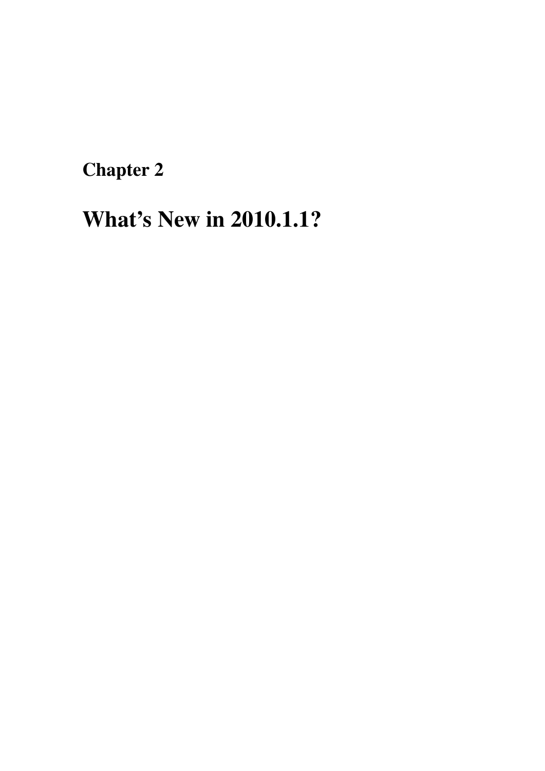**Chapter 2**

# What's New in 2010.1.1?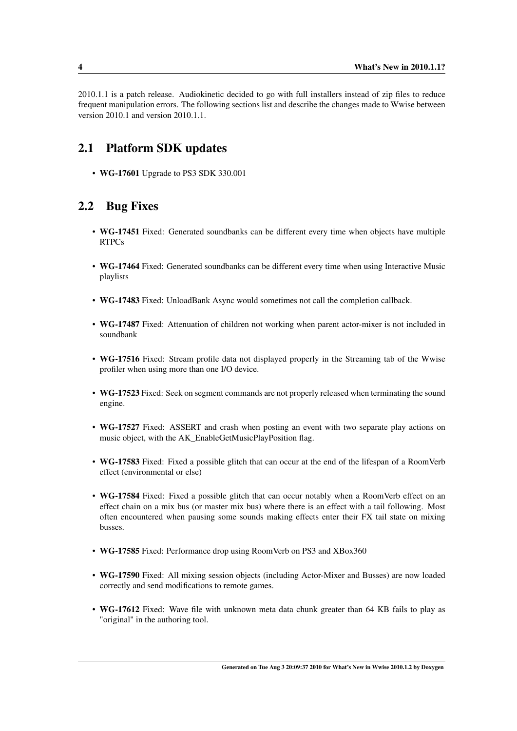2010.1.1 is a patch release. Audiokinetic decided to go with full installers instead of zip files to reduce frequent manipulation errors. The following sections list and describe the changes made to Wwise between version 2010.1 and version 2010.1.1.

## 2.1 Platform SDK updates

- **WG-17601** Upgrade to PS3 SDK 330.001

## 2.2 Bug Fixes

- **WG-17451** Fixed: Generated soundbanks can be different every time when objects have multiple RTPCs
- **WG-17464** Fixed: Generated soundbanks can be different every time when using Interactive Music playlists
- **WG-17483** Fixed: UnloadBank Async would sometimes not call the completion callback.
- **WG-17487** Fixed: Attenuation of children not working when parent actor-mixer is not included in soundbank
- **WG-17516** Fixed: Stream profile data not displayed properly in the Streaming tab of the Wwise profiler when using more than one I/O device.
- **WG-17523** Fixed: Seek on segment commands are not properly released when terminating the sound engine.
- **WG-17527** Fixed: ASSERT and crash when posting an event with two separate play actions on music object, with the AK_EnableGetMusicPlayPosition flag.
- **WG-17583** Fixed: Fixed a possible glitch that can occur at the end of the lifespan of a RoomVerb effect (environmental or else)
- **WG-17584** Fixed: Fixed a possible glitch that can occur notably when a RoomVerb effect on an effect chain on a mix bus (or master mix bus) where there is an effect with a tail following. Most often encountered when pausing some sounds making effects enter their FX tail state on mixing busses.
- **WG-17585** Fixed: Performance drop using RoomVerb on PS3 and XBox360
- **WG-17590** Fixed: All mixing session objects (including Actor-Mixer and Busses) are now loaded correctly and send modifications to remote games.
- **WG-17612** Fixed: Wave file with unknown meta data chunk greater than 64 KB fails to play as "original" in the authoring tool.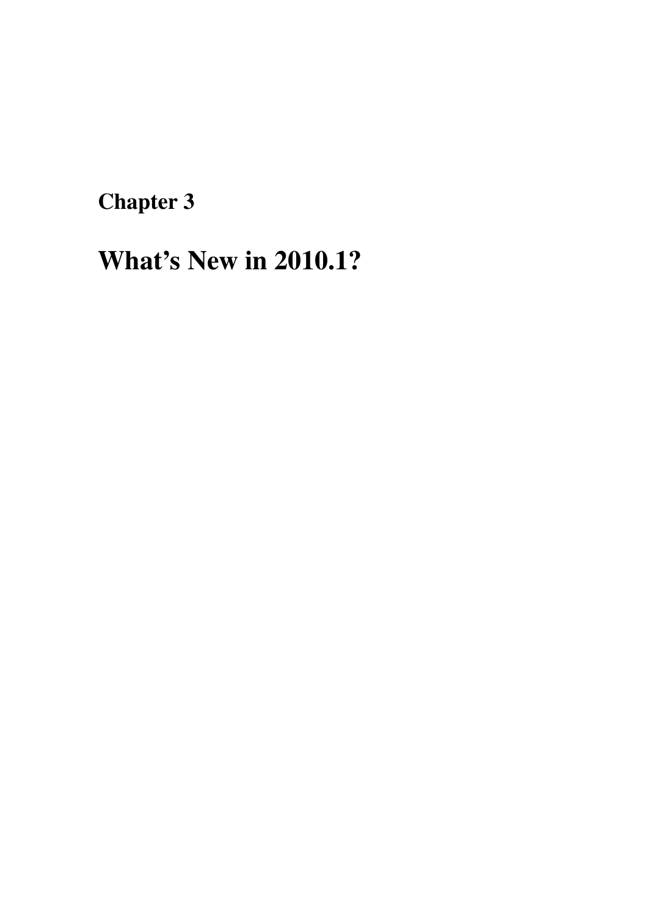# Chapter 3

# What's New in 2010.1?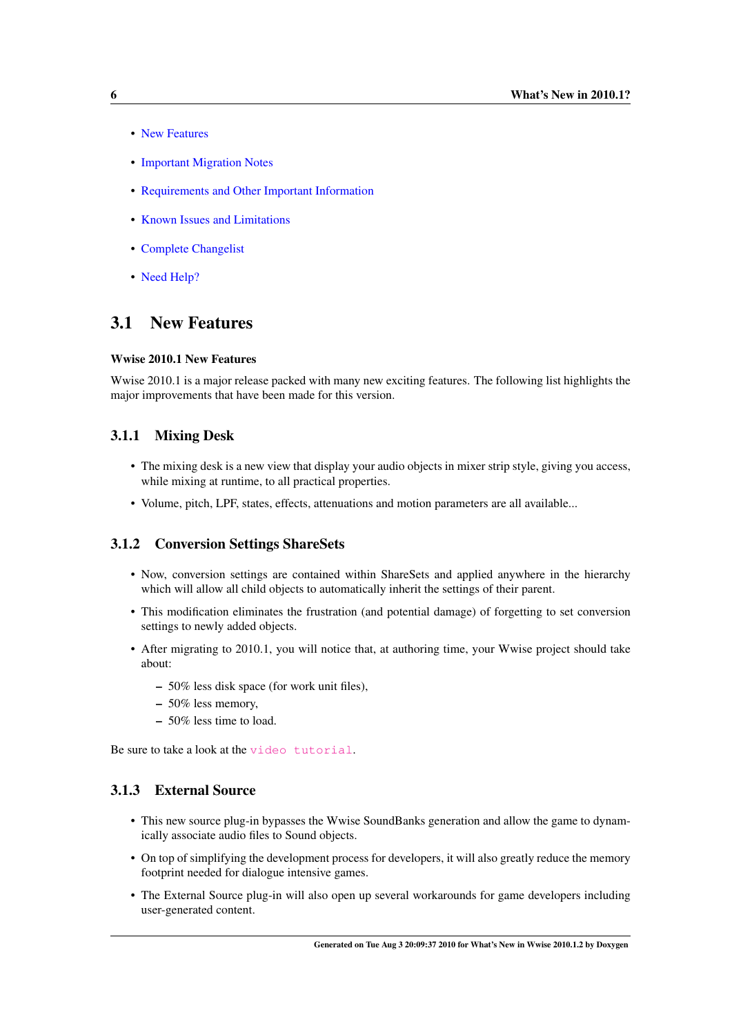- New Features
- Important Migration Notes
- Requirements and Other Important Information
- Known Issues and Limitations
- Complete Changelist
- Need Help?

## 3.1 New Features

**Wwise 2010.1 New Features**

Wwise 2010.1 is a major release packed with many new exciting features. The following list highlights the major improvements that have been made for this version.

### 3.1.1 Mixing Desk

- The mixing desk is a new view that display your audio objects in mixer strip style, giving you access, while mixing at runtime, to all practical properties.
- Volume, pitch, LPF, states, effects, attenuations and motion parameters are all available...

### 3.1.2 Conversion Settings ShareSets

- Now, conversion settings are contained within ShareSets and applied anywhere in the hierarchy which will allow all child objects to automatically inherit the settings of their parent.
- This modification eliminates the frustration (and potential damage) of forgetting to set conversion settings to newly added objects.
- After migrating to 2010.1, you will notice that, at authoring time, your Wwise project should take about:
  - 50% less disk space (for work unit files),
  - 50% less memory,
  - 50% less time to load.

Be sure to take a look at the `video tutorial`.

### 3.1.3 External Source

- This new source plug-in bypasses the Wwise SoundBanks generation and allow the game to dynamically associate audio files to Sound objects.
- On top of simplifying the development process for developers, it will also greatly reduce the memory footprint needed for dialogue intensive games.
- The External Source plug-in will also open up several workarounds for game developers including user-generated content.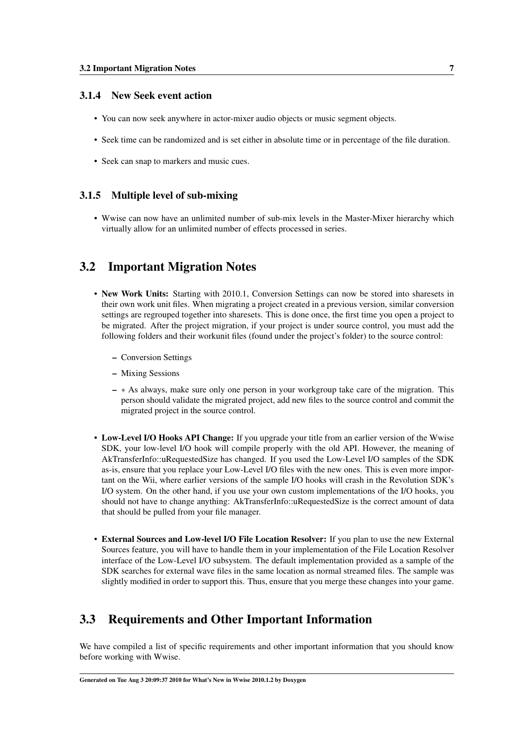### 3.1.4 New Seek event action

- You can now seek anywhere in actor-mixer audio objects or music segment objects.
- Seek time can be randomized and is set either in absolute time or in percentage of the file duration.
- Seek can snap to markers and music cues.

### 3.1.5 Multiple level of sub-mixing

- Wwise can now have an unlimited number of sub-mix levels in the Master-Mixer hierarchy which virtually allow for an unlimited number of effects processed in series.

## 3.2 Important Migration Notes

- **New Work Units:** Starting with 2010.1, Conversion Settings can now be stored into sharesets in their own work unit files. When migrating a project created in a previous version, similar conversion settings are regrouped together into sharesets. This is done once, the first time you open a project to be migrated. After the project migration, if your project is under source control, you must add the following folders and their workunit files (found under the project's folder) to the source control:
  - Conversion Settings
  - Mixing Sessions
  - ∗ As always, make sure only one person in your workgroup take care of the migration. This person should validate the migrated project, add new files to the source control and commit the migrated project in the source control.
- **Low-Level I/O Hooks API Change:** If you upgrade your title from an earlier version of the Wwise SDK, your low-level I/O hook will compile properly with the old API. However, the meaning of AkTransferInfo::uRequestedSize has changed. If you used the Low-Level I/O samples of the SDK as-is, ensure that you replace your Low-Level I/O files with the new ones. This is even more important on the Wii, where earlier versions of the sample I/O hooks will crash in the Revolution SDK's I/O system. On the other hand, if you use your own custom implementations of the I/O hooks, you should not have to change anything: AkTransferInfo::uRequestedSize is the correct amount of data that should be pulled from your file manager.
- **External Sources and Low-level I/O File Location Resolver:** If you plan to use the new External Sources feature, you will have to handle them in your implementation of the File Location Resolver interface of the Low-Level I/O subsystem. The default implementation provided as a sample of the SDK searches for external wave files in the same location as normal streamed files. The sample was slightly modified in order to support this. Thus, ensure that you merge these changes into your game.

## 3.3 Requirements and Other Important Information

We have compiled a list of specific requirements and other important information that you should know before working with Wwise.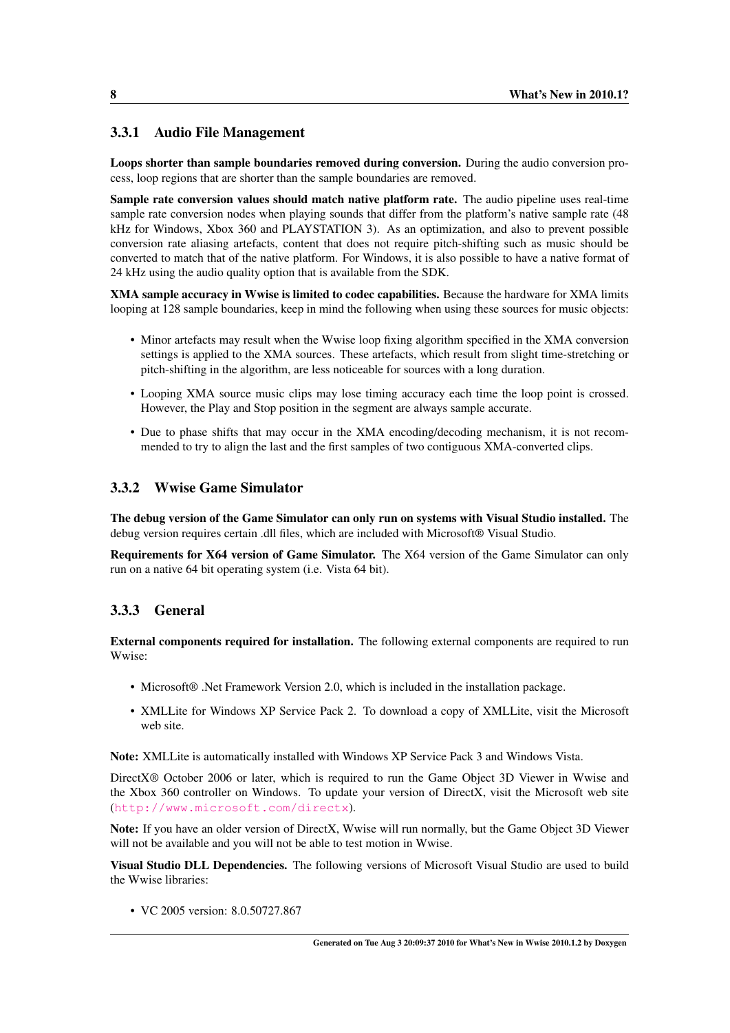### 3.3.1 Audio File Management

**Loops shorter than sample boundaries removed during conversion.** During the audio conversion process, loop regions that are shorter than the sample boundaries are removed.

**Sample rate conversion values should match native platform rate.** The audio pipeline uses real-time sample rate conversion nodes when playing sounds that differ from the platform's native sample rate (48 kHz for Windows, Xbox 360 and PLAYSTATION 3). As an optimization, and also to prevent possible conversion rate aliasing artefacts, content that does not require pitch-shifting such as music should be converted to match that of the native platform. For Windows, it is also possible to have a native format of 24 kHz using the audio quality option that is available from the SDK.

**XMA sample accuracy in Wwise is limited to codec capabilities.** Because the hardware for XMA limits looping at 128 sample boundaries, keep in mind the following when using these sources for music objects:

- Minor artefacts may result when the Wwise loop fixing algorithm specified in the XMA conversion settings is applied to the XMA sources. These artefacts, which result from slight time-stretching or pitch-shifting in the algorithm, are less noticeable for sources with a long duration.
- Looping XMA source music clips may lose timing accuracy each time the loop point is crossed. However, the Play and Stop position in the segment are always sample accurate.
- Due to phase shifts that may occur in the XMA encoding/decoding mechanism, it is not recommended to try to align the last and the first samples of two contiguous XMA-converted clips.

### 3.3.2 Wwise Game Simulator

**The debug version of the Game Simulator can only run on systems with Visual Studio installed.** The debug version requires certain .dll files, which are included with Microsoft® Visual Studio.

**Requirements for X64 version of Game Simulator.** The X64 version of the Game Simulator can only run on a native 64 bit operating system (i.e. Vista 64 bit).

### 3.3.3 General

**External components required for installation.** The following external components are required to run Wwise:

- Microsoft® .Net Framework Version 2.0, which is included in the installation package.
- XMLLite for Windows XP Service Pack 2. To download a copy of XMLLite, visit the Microsoft web site.

**Note:** XMLLite is automatically installed with Windows XP Service Pack 3 and Windows Vista.

DirectX® October 2006 or later, which is required to run the Game Object 3D Viewer in Wwise and the Xbox 360 controller on Windows. To update your version of DirectX, visit the Microsoft web site (http://www.microsoft.com/directx).

**Note:** If you have an older version of DirectX, Wwise will run normally, but the Game Object 3D Viewer will not be available and you will not be able to test motion in Wwise.

**Visual Studio DLL Dependencies.** The following versions of Microsoft Visual Studio are used to build the Wwise libraries:

- VC 2005 version: 8.0.50727.867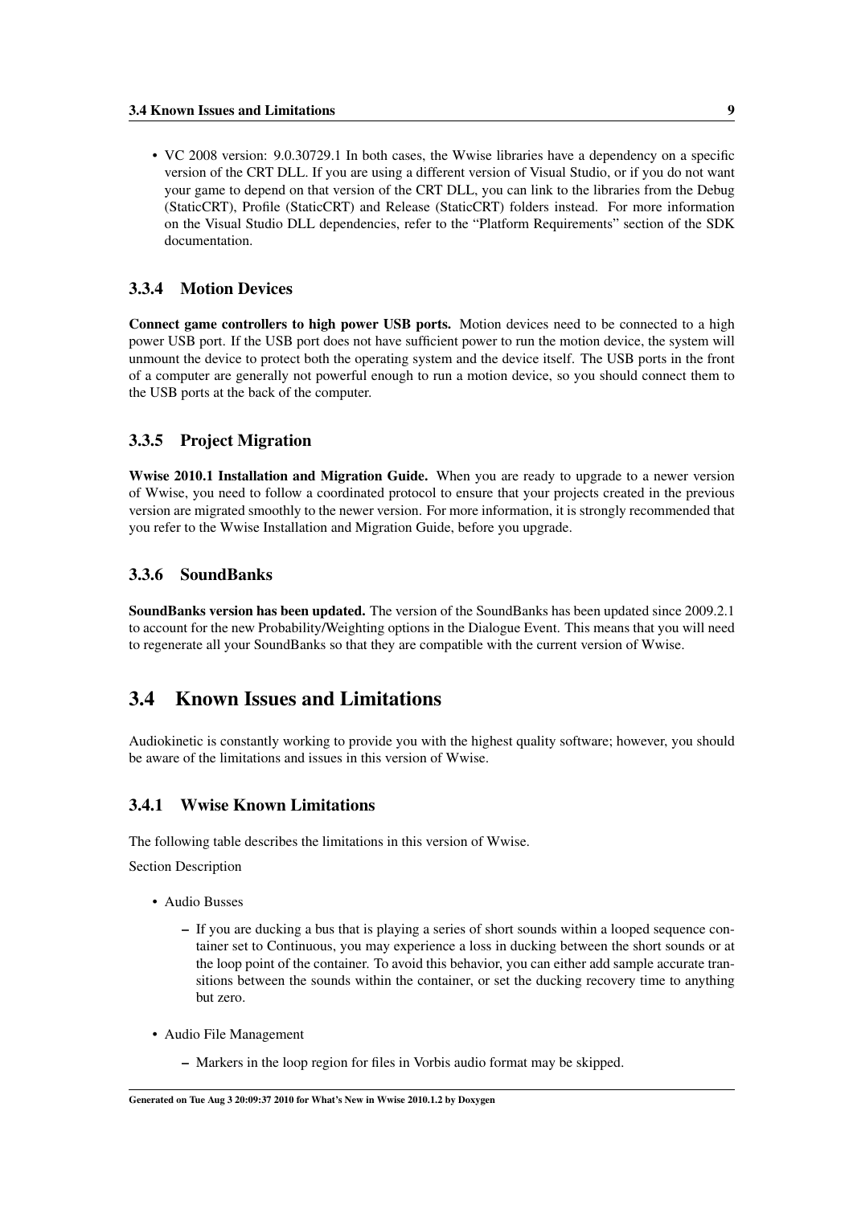- VC 2008 version: 9.0.30729.1 In both cases, the Wwise libraries have a dependency on a specific version of the CRT DLL. If you are using a different version of Visual Studio, or if you do not want your game to depend on that version of the CRT DLL, you can link to the libraries from the Debug (StaticCRT), Profile (StaticCRT) and Release (StaticCRT) folders instead. For more information on the Visual Studio DLL dependencies, refer to the "Platform Requirements" section of the SDK documentation.

### 3.3.4 Motion Devices

**Connect game controllers to high power USB ports.** Motion devices need to be connected to a high power USB port. If the USB port does not have sufficient power to run the motion device, the system will unmount the device to protect both the operating system and the device itself. The USB ports in the front of a computer are generally not powerful enough to run a motion device, so you should connect them to the USB ports at the back of the computer.

### 3.3.5 Project Migration

**Wwise 2010.1 Installation and Migration Guide.** When you are ready to upgrade to a newer version of Wwise, you need to follow a coordinated protocol to ensure that your projects created in the previous version are migrated smoothly to the newer version. For more information, it is strongly recommended that you refer to the Wwise Installation and Migration Guide, before you upgrade.

### 3.3.6 SoundBanks

**SoundBanks version has been updated.** The version of the SoundBanks has been updated since 2009.2.1 to account for the new Probability/Weighting options in the Dialogue Event. This means that you will need to regenerate all your SoundBanks so that they are compatible with the current version of Wwise.

## 3.4 Known Issues and Limitations

Audiokinetic is constantly working to provide you with the highest quality software; however, you should be aware of the limitations and issues in this version of Wwise.

### 3.4.1 Wwise Known Limitations

The following table describes the limitations in this version of Wwise.

Section Description

- Audio Busses
  - If you are ducking a bus that is playing a series of short sounds within a looped sequence container set to Continuous, you may experience a loss in ducking between the short sounds or at the loop point of the container. To avoid this behavior, you can either add sample accurate transitions between the sounds within the container, or set the ducking recovery time to anything but zero.

- Audio File Management
  - Markers in the loop region for files in Vorbis audio format may be skipped.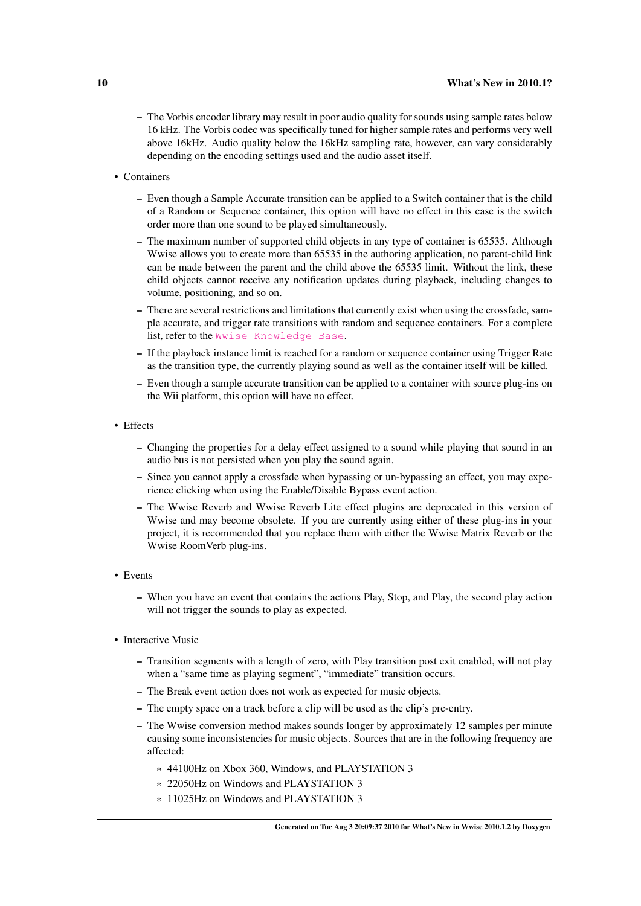- The Vorbis encoder library may result in poor audio quality for sounds using sample rates below 16 kHz. The Vorbis codec was specifically tuned for higher sample rates and performs very well above 16kHz. Audio quality below the 16kHz sampling rate, however, can vary considerably depending on the encoding settings used and the audio asset itself.

- Containers
  - Even though a Sample Accurate transition can be applied to a Switch container that is the child of a Random or Sequence container, this option will have no effect in this case is the switch order more than one sound to be played simultaneously.
  - The maximum number of supported child objects in any type of container is 65535. Although Wwise allows you to create more than 65535 in the authoring application, no parent-child link can be made between the parent and the child above the 65535 limit. Without the link, these child objects cannot receive any notification updates during playback, including changes to volume, positioning, and so on.
  - There are several restrictions and limitations that currently exist when using the crossfade, sample accurate, and trigger rate transitions with random and sequence containers. For a complete list, refer to the `Wwise Knowledge Base`.
  - If the playback instance limit is reached for a random or sequence container using Trigger Rate as the transition type, the currently playing sound as well as the container itself will be killed.
  - Even though a sample accurate transition can be applied to a container with source plug-ins on the Wii platform, this option will have no effect.

- Effects
  - Changing the properties for a delay effect assigned to a sound while playing that sound in an audio bus is not persisted when you play the sound again.
  - Since you cannot apply a crossfade when bypassing or un-bypassing an effect, you may experience clicking when using the Enable/Disable Bypass event action.
  - The Wwise Reverb and Wwise Reverb Lite effect plugins are deprecated in this version of Wwise and may become obsolete. If you are currently using either of these plug-ins in your project, it is recommended that you replace them with either the Wwise Matrix Reverb or the Wwise RoomVerb plug-ins.

- Events
  - When you have an event that contains the actions Play, Stop, and Play, the second play action will not trigger the sounds to play as expected.

- Interactive Music
  - Transition segments with a length of zero, with Play transition post exit enabled, will not play when a "same time as playing segment", "immediate" transition occurs.
  - The Break event action does not work as expected for music objects.
  - The empty space on a track before a clip will be used as the clip's pre-entry.
  - The Wwise conversion method makes sounds longer by approximately 12 samples per minute causing some inconsistencies for music objects. Sources that are in the following frequency are affected:
    - 44100Hz on Xbox 360, Windows, and PLAYSTATION 3
    - 22050Hz on Windows and PLAYSTATION 3
    - 11025Hz on Windows and PLAYSTATION 3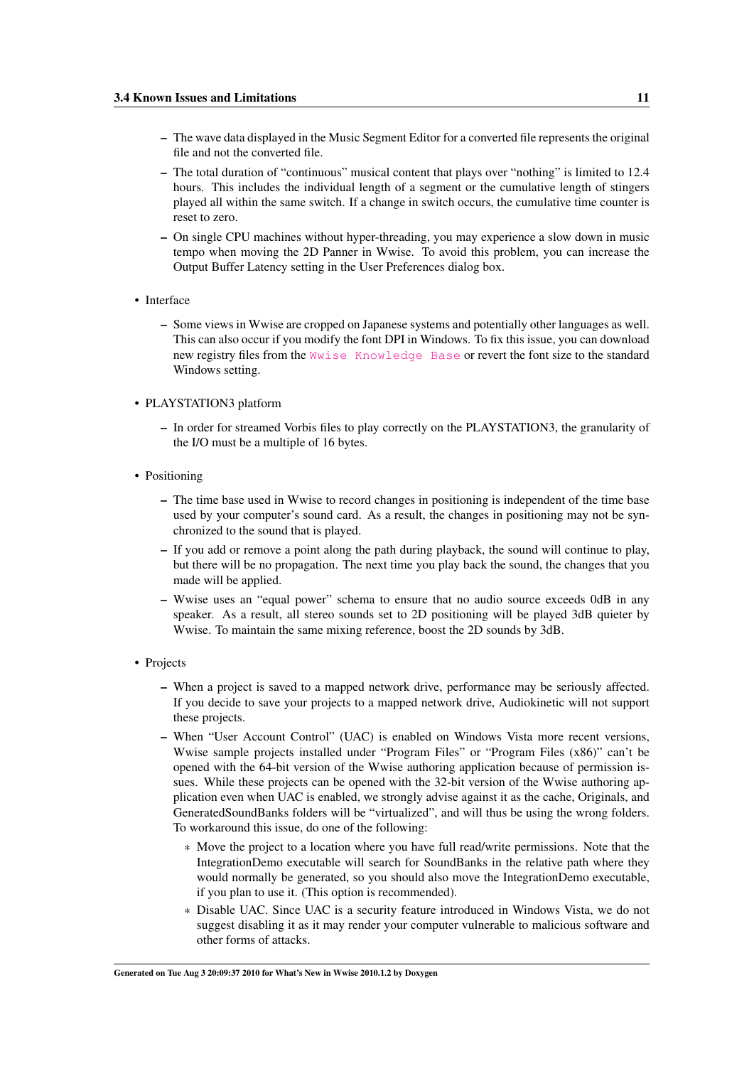- The wave data displayed in the Music Segment Editor for a converted file represents the original file and not the converted file.
- The total duration of “continuous” musical content that plays over “nothing” is limited to 12.4 hours. This includes the individual length of a segment or the cumulative length of stingers played all within the same switch. If a change in switch occurs, the cumulative time counter is reset to zero.
- On single CPU machines without hyper-threading, you may experience a slow down in music tempo when moving the 2D Panner in Wwise. To avoid this problem, you can increase the Output Buffer Latency setting in the User Preferences dialog box.

- Interface
  - Some views in Wwise are cropped on Japanese systems and potentially other languages as well. This can also occur if you modify the font DPI in Windows. To fix this issue, you can download new registry files from the Wwise Knowledge Base or revert the font size to the standard Windows setting.

- PLAYSTATION3 platform
  - In order for streamed Vorbis files to play correctly on the PLAYSTATION3, the granularity of the I/O must be a multiple of 16 bytes.

- Positioning
  - The time base used in Wwise to record changes in positioning is independent of the time base used by your computer’s sound card. As a result, the changes in positioning may not be synchronized to the sound that is played.
  - If you add or remove a point along the path during playback, the sound will continue to play, but there will be no propagation. The next time you play back the sound, the changes that you made will be applied.
  - Wwise uses an “equal power” schema to ensure that no audio source exceeds 0dB in any speaker. As a result, all stereo sounds set to 2D positioning will be played 3dB quieter by Wwise. To maintain the same mixing reference, boost the 2D sounds by 3dB.

- Projects
  - When a project is saved to a mapped network drive, performance may be seriously affected. If you decide to save your projects to a mapped network drive, Audiokinetic will not support these projects.
  - When “User Account Control” (UAC) is enabled on Windows Vista more recent versions, Wwise sample projects installed under “Program Files” or “Program Files (x86)” can’t be opened with the 64-bit version of the Wwise authoring application because of permission issues. While these projects can be opened with the 32-bit version of the Wwise authoring application even when UAC is enabled, we strongly advise against it as the cache, Originals, and GeneratedSoundBanks folders will be “virtualized”, and will thus be using the wrong folders. To workaround this issue, do one of the following:
    - Move the project to a location where you have full read/write permissions. Note that the IntegrationDemo executable will search for SoundBanks in the relative path where they would normally be generated, so you should also move the IntegrationDemo executable, if you plan to use it. (This option is recommended).
    - Disable UAC. Since UAC is a security feature introduced in Windows Vista, we do not suggest disabling it as it may render your computer vulnerable to malicious software and other forms of attacks.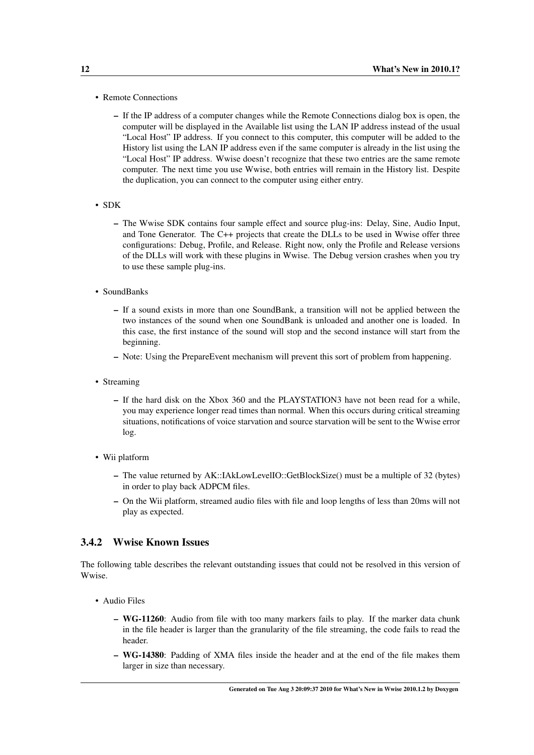- Remote Connections
  - If the IP address of a computer changes while the Remote Connections dialog box is open, the computer will be displayed in the Available list using the LAN IP address instead of the usual "Local Host" IP address. If you connect to this computer, this computer will be added to the History list using the LAN IP address even if the same computer is already in the list using the "Local Host" IP address. Wwise doesn't recognize that these two entries are the same remote computer. The next time you use Wwise, both entries will remain in the History list. Despite the duplication, you can connect to the computer using either entry.
- SDK
  - The Wwise SDK contains four sample effect and source plug-ins: Delay, Sine, Audio Input, and Tone Generator. The C++ projects that create the DLLs to be used in Wwise offer three configurations: Debug, Profile, and Release. Right now, only the Profile and Release versions of the DLLs will work with these plugins in Wwise. The Debug version crashes when you try to use these sample plug-ins.
- SoundBanks
  - If a sound exists in more than one SoundBank, a transition will not be applied between the two instances of the sound when one SoundBank is unloaded and another one is loaded. In this case, the first instance of the sound will stop and the second instance will start from the beginning.
  - Note: Using the PrepareEvent mechanism will prevent this sort of problem from happening.
- Streaming
  - If the hard disk on the Xbox 360 and the PLAYSTATION3 have not been read for a while, you may experience longer read times than normal. When this occurs during critical streaming situations, notifications of voice starvation and source starvation will be sent to the Wwise error log.
- Wii platform
  - The value returned by AK::IAkLowLevelIO::GetBlockSize() must be a multiple of 32 (bytes) in order to play back ADPCM files.
  - On the Wii platform, streamed audio files with file and loop lengths of less than 20ms will not play as expected.

### 3.4.2 Wwise Known Issues

The following table describes the relevant outstanding issues that could not be resolved in this version of Wwise.

- Audio Files
  - **WG-11260**: Audio from file with too many markers fails to play. If the marker data chunk in the file header is larger than the granularity of the file streaming, the code fails to read the header.
  - **WG-14380**: Padding of XMA files inside the header and at the end of the file makes them larger in size than necessary.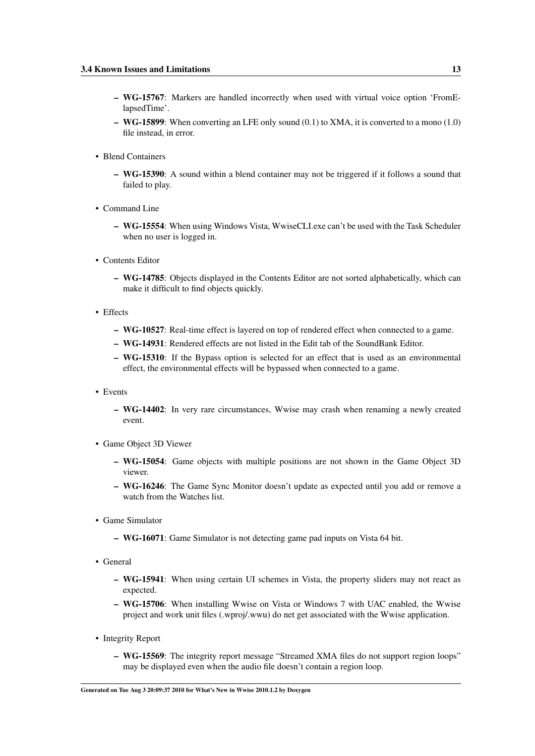- **WG-15767**: Markers are handled incorrectly when used with virtual voice option 'FromElapsedTime'.
- **WG-15899**: When converting an LFE only sound (0.1) to XMA, it is converted to a mono (1.0) file instead, in error.

- Blend Containers
  - **WG-15390**: A sound within a blend container may not be triggered if it follows a sound that failed to play.

- Command Line
  - **WG-15554**: When using Windows Vista, WwiseCLI.exe can't be used with the Task Scheduler when no user is logged in.

- Contents Editor
  - **WG-14785**: Objects displayed in the Contents Editor are not sorted alphabetically, which can make it difficult to find objects quickly.

- Effects
  - **WG-10527**: Real-time effect is layered on top of rendered effect when connected to a game.
  - **WG-14931**: Rendered effects are not listed in the Edit tab of the SoundBank Editor.
  - **WG-15310**: If the Bypass option is selected for an effect that is used as an environmental effect, the environmental effects will be bypassed when connected to a game.

- Events
  - **WG-14402**: In very rare circumstances, Wwise may crash when renaming a newly created event.

- Game Object 3D Viewer
  - **WG-15054**: Game objects with multiple positions are not shown in the Game Object 3D viewer.
  - **WG-16246**: The Game Sync Monitor doesn't update as expected until you add or remove a watch from the Watches list.

- Game Simulator
  - **WG-16071**: Game Simulator is not detecting game pad inputs on Vista 64 bit.

- General
  - **WG-15941**: When using certain UI schemes in Vista, the property sliders may not react as expected.
  - **WG-15706**: When installing Wwise on Vista or Windows 7 with UAC enabled, the Wwise project and work unit files (.wproj/.wwu) do net get associated with the Wwise application.

- Integrity Report
  - **WG-15569**: The integrity report message "Streamed XMA files do not support region loops" may be displayed even when the audio file doesn't contain a region loop.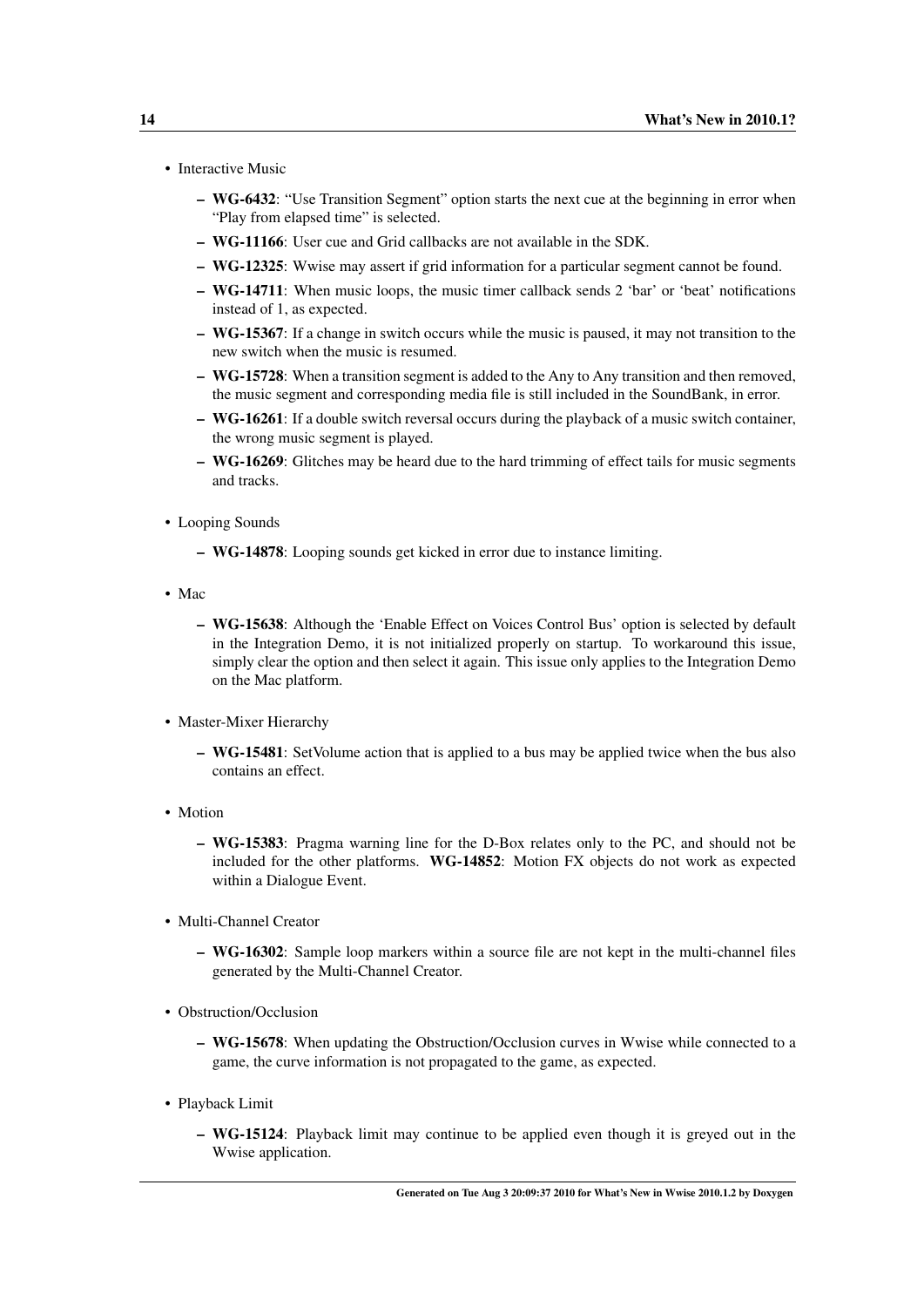- Interactive Music
  - **WG-6432**: "Use Transition Segment" option starts the next cue at the beginning in error when "Play from elapsed time" is selected.
  - **WG-11166**: User cue and Grid callbacks are not available in the SDK.
  - **WG-12325**: Wwise may assert if grid information for a particular segment cannot be found.
  - **WG-14711**: When music loops, the music timer callback sends 2 'bar' or 'beat' notifications instead of 1, as expected.
  - **WG-15367**: If a change in switch occurs while the music is paused, it may not transition to the new switch when the music is resumed.
  - **WG-15728**: When a transition segment is added to the Any to Any transition and then removed, the music segment and corresponding media file is still included in the SoundBank, in error.
  - **WG-16261**: If a double switch reversal occurs during the playback of a music switch container, the wrong music segment is played.
  - **WG-16269**: Glitches may be heard due to the hard trimming of effect tails for music segments and tracks.

- Looping Sounds
  - **WG-14878**: Looping sounds get kicked in error due to instance limiting.

- Mac
  - **WG-15638**: Although the 'Enable Effect on Voices Control Bus' option is selected by default in the Integration Demo, it is not initialized properly on startup. To workaround this issue, simply clear the option and then select it again. This issue only applies to the Integration Demo on the Mac platform.

- Master-Mixer Hierarchy
  - **WG-15481**: SetVolume action that is applied to a bus may be applied twice when the bus also contains an effect.

- Motion
  - **WG-15383**: Pragma warning line for the D-Box relates only to the PC, and should not be included for the other platforms. **WG-14852**: Motion FX objects do not work as expected within a Dialogue Event.

- Multi-Channel Creator
  - **WG-16302**: Sample loop markers within a source file are not kept in the multi-channel files generated by the Multi-Channel Creator.

- Obstruction/Occlusion
  - **WG-15678**: When updating the Obstruction/Occlusion curves in Wwise while connected to a game, the curve information is not propagated to the game, as expected.

- Playback Limit
  - **WG-15124**: Playback limit may continue to be applied even though it is greyed out in the Wwise application.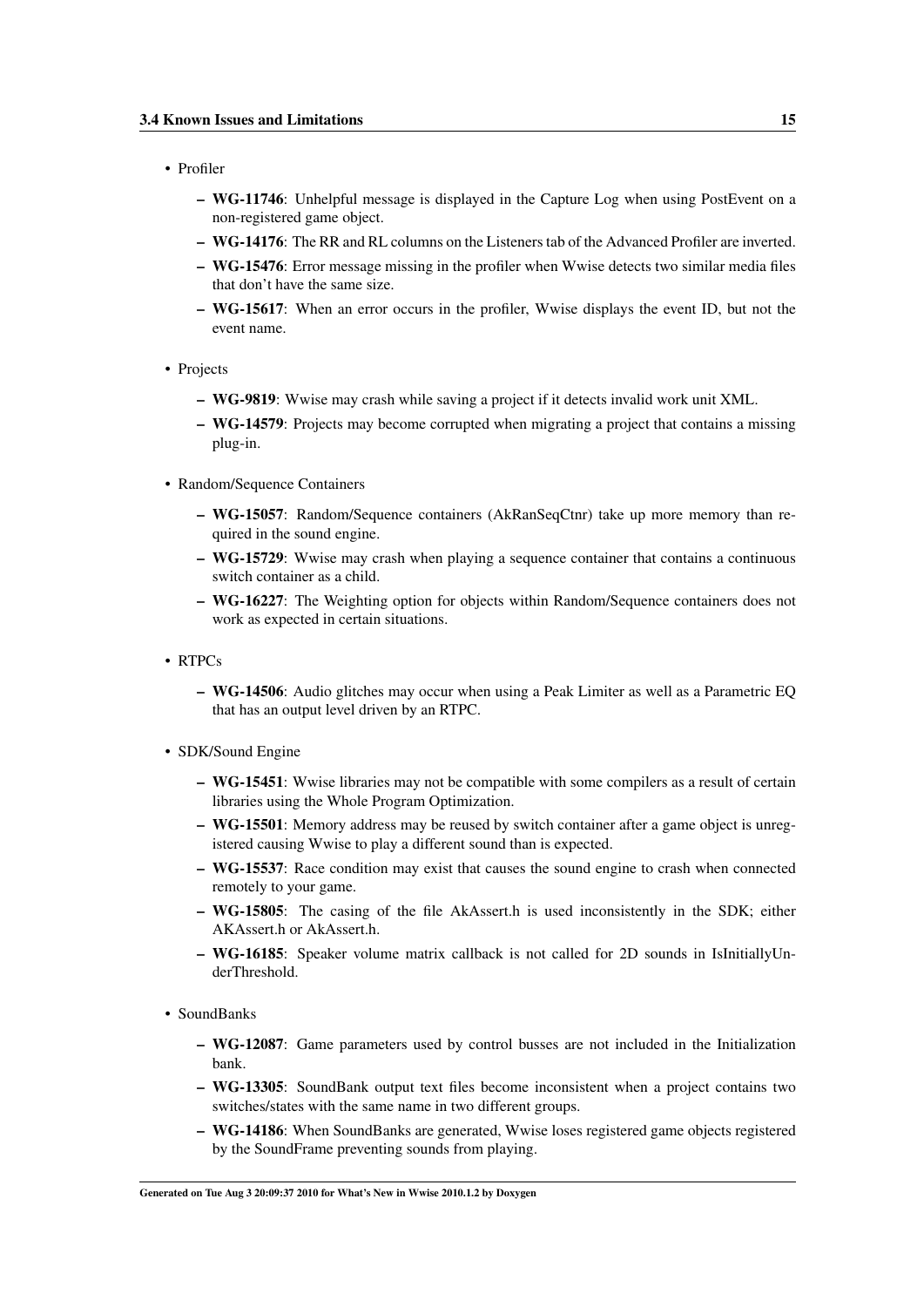- Profiler
  - **WG-11746**: Unhelpful message is displayed in the Capture Log when using PostEvent on a non-registered game object.
  - **WG-14176**: The RR and RL columns on the Listeners tab of the Advanced Profiler are inverted.
  - **WG-15476**: Error message missing in the profiler when Wwise detects two similar media files that don't have the same size.
  - **WG-15617**: When an error occurs in the profiler, Wwise displays the event ID, but not the event name.
- Projects
  - **WG-9819**: Wwise may crash while saving a project if it detects invalid work unit XML.
  - **WG-14579**: Projects may become corrupted when migrating a project that contains a missing plug-in.
- Random/Sequence Containers
  - **WG-15057**: Random/Sequence containers (AkRanSeqCtnr) take up more memory than required in the sound engine.
  - **WG-15729**: Wwise may crash when playing a sequence container that contains a continuous switch container as a child.
  - **WG-16227**: The Weighting option for objects within Random/Sequence containers does not work as expected in certain situations.
- RTPCs
  - **WG-14506**: Audio glitches may occur when using a Peak Limiter as well as a Parametric EQ that has an output level driven by an RTPC.
- SDK/Sound Engine
  - **WG-15451**: Wwise libraries may not be compatible with some compilers as a result of certain libraries using the Whole Program Optimization.
  - **WG-15501**: Memory address may be reused by switch container after a game object is unregistered causing Wwise to play a different sound than is expected.
  - **WG-15537**: Race condition may exist that causes the sound engine to crash when connected remotely to your game.
  - **WG-15805**: The casing of the file AkAssert.h is used inconsistently in the SDK; either AKAssert.h or AkAssert.h.
  - **WG-16185**: Speaker volume matrix callback is not called for 2D sounds in IsInitiallyUnderThreshold.
- SoundBanks
  - **WG-12087**: Game parameters used by control busses are not included in the Initialization bank.
  - **WG-13305**: SoundBank output text files become inconsistent when a project contains two switches/states with the same name in two different groups.
  - **WG-14186**: When SoundBanks are generated, Wwise loses registered game objects registered by the SoundFrame preventing sounds from playing.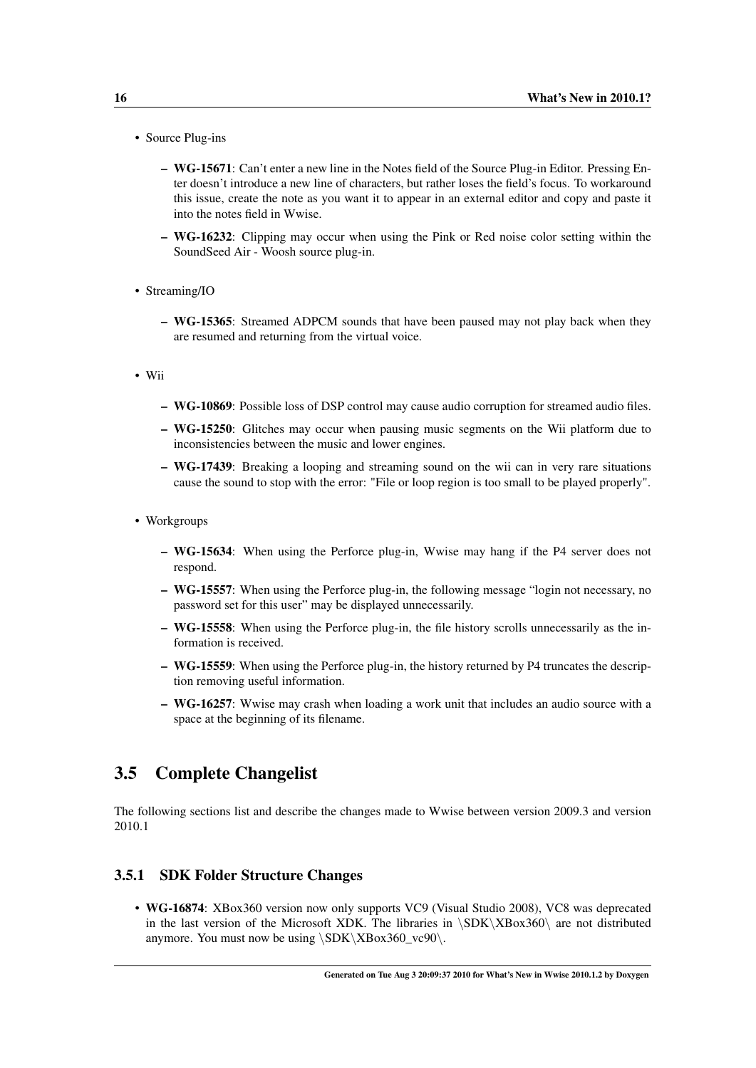- Source Plug-ins
  - **WG-15671**: Can't enter a new line in the Notes field of the Source Plug-in Editor. Pressing Enter doesn't introduce a new line of characters, but rather loses the field's focus. To workaround this issue, create the note as you want it to appear in an external editor and copy and paste it into the notes field in Wwise.
  - **WG-16232**: Clipping may occur when using the Pink or Red noise color setting within the SoundSeed Air - Woosh source plug-in.
- Streaming/IO
  - **WG-15365**: Streamed ADPCM sounds that have been paused may not play back when they are resumed and returning from the virtual voice.
- Wii
  - **WG-10869**: Possible loss of DSP control may cause audio corruption for streamed audio files.
  - **WG-15250**: Glitches may occur when pausing music segments on the Wii platform due to inconsistencies between the music and lower engines.
  - **WG-17439**: Breaking a looping and streaming sound on the wii can in very rare situations cause the sound to stop with the error: "File or loop region is too small to be played properly".
- Workgroups
  - **WG-15634**: When using the Perforce plug-in, Wwise may hang if the P4 server does not respond.
  - **WG-15557**: When using the Perforce plug-in, the following message "login not necessary, no password set for this user" may be displayed unnecessarily.
  - **WG-15558**: When using the Perforce plug-in, the file history scrolls unnecessarily as the information is received.
  - **WG-15559**: When using the Perforce plug-in, the history returned by P4 truncates the description removing useful information.
  - **WG-16257**: Wwise may crash when loading a work unit that includes an audio source with a space at the beginning of its filename.

## 3.5 Complete Changelist

The following sections list and describe the changes made to Wwise between version 2009.3 and version 2010.1

### 3.5.1 SDK Folder Structure Changes

- **WG-16874**: XBox360 version now only supports VC9 (Visual Studio 2008), VC8 was deprecated in the last version of the Microsoft XDK. The libraries in \SDK\XBox360\ are not distributed anymore. You must now be using \SDK\XBox360_vc90\.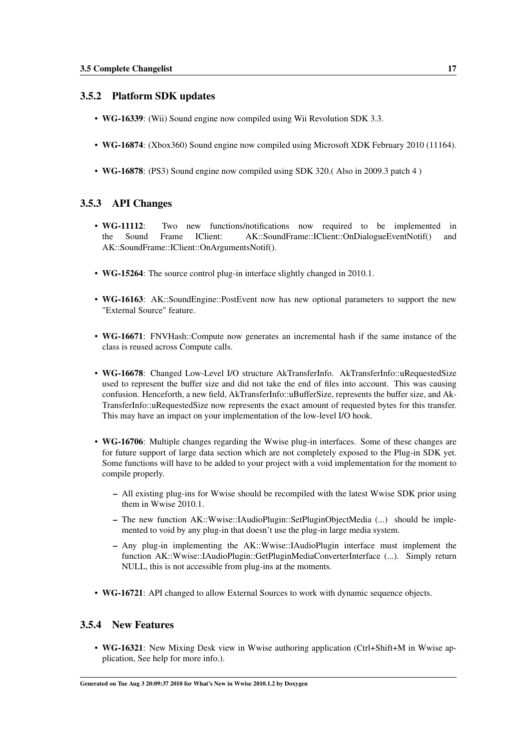### 3.5.2 Platform SDK updates

- **WG-16339**: (Wii) Sound engine now compiled using Wii Revolution SDK 3.3.
- **WG-16874**: (Xbox360) Sound engine now compiled using Microsoft XDK February 2010 (11164).
- **WG-16878**: (PS3) Sound engine now compiled using SDK 320.( Also in 2009.3 patch 4 )

### 3.5.3 API Changes

- **WG-11112**: Two new functions/notifications now required to be implemented in the Sound Frame IClient: AK::SoundFrame::IClient::OnDialogueEventNotif() and AK::SoundFrame::IClient::OnArgumentsNotif().
- **WG-15264**: The source control plug-in interface slightly changed in 2010.1.
- **WG-16163**: AK::SoundEngine::PostEvent now has new optional parameters to support the new "External Source" feature.
- **WG-16671**: FNVHash::Compute now generates an incremental hash if the same instance of the class is reused across Compute calls.
- **WG-16678**: Changed Low-Level I/O structure AkTransferInfo. AkTransferInfo::uRequestedSize used to represent the buffer size and did not take the end of files into account. This was causing confusion. Henceforth, a new field, AkTransferInfo::uBufferSize, represents the buffer size, and AkTransferInfo::uRequestedSize now represents the exact amount of requested bytes for this transfer. This may have an impact on your implementation of the low-level I/O hook.
- **WG-16706**: Multiple changes regarding the Wwise plug-in interfaces. Some of these changes are for future support of large data section which are not completely exposed to the Plug-in SDK yet. Some functions will have to be added to your project with a void implementation for the moment to compile properly.
  - All existing plug-ins for Wwise should be recompiled with the latest Wwise SDK prior using them in Wwise 2010.1.
  - The new function AK::Wwise::IAudioPlugin::SetPluginObjectMedia (...) should be implemented to void by any plug-in that doesn't use the plug-in large media system.
  - Any plug-in implementing the AK::Wwise::IAudioPlugin interface must implement the function AK::Wwise::IAudioPlugin::GetPluginMediaConverterInterface (...). Simply return NULL, this is not accessible from plug-ins at the moments.
- **WG-16721**: API changed to allow External Sources to work with dynamic sequence objects.

### 3.5.4 New Features

- **WG-16321**: New Mixing Desk view in Wwise authoring application (Ctrl+Shift+M in Wwise application, See help for more info.).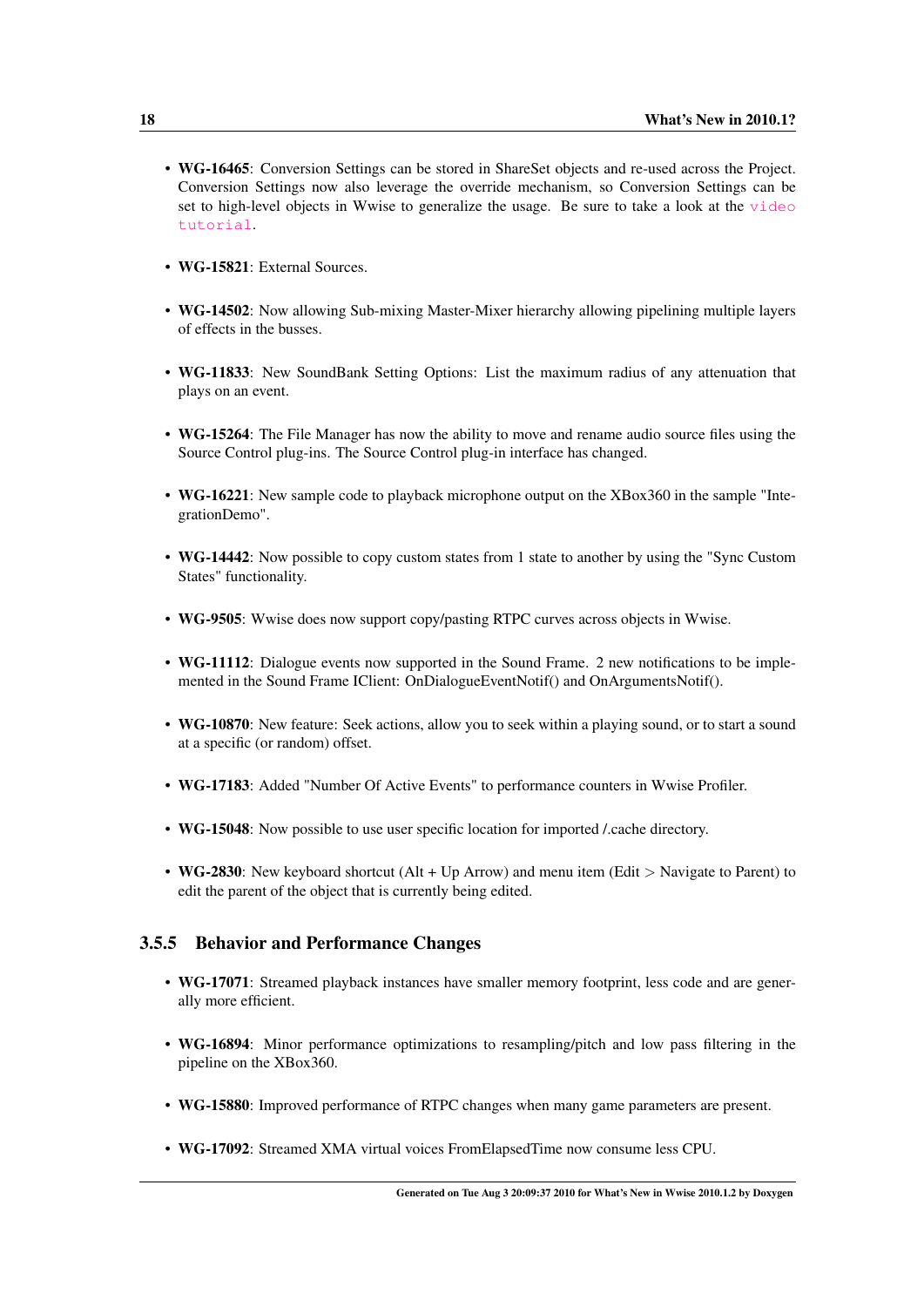- **WG-16465**: Conversion Settings can be stored in ShareSet objects and re-used across the Project. Conversion Settings now also leverage the override mechanism, so Conversion Settings can be set to high-level objects in Wwise to generalize the usage. Be sure to take a look at the video tutorial.

- **WG-15821**: External Sources.

- **WG-14502**: Now allowing Sub-mixing Master-Mixer hierarchy allowing pipelining multiple layers of effects in the busses.

- **WG-11833**: New SoundBank Setting Options: List the maximum radius of any attenuation that plays on an event.

- **WG-15264**: The File Manager has now the ability to move and rename audio source files using the Source Control plug-ins. The Source Control plug-in interface has changed.

- **WG-16221**: New sample code to playback microphone output on the XBox360 in the sample "IntegrationDemo".

- **WG-14442**: Now possible to copy custom states from 1 state to another by using the "Sync Custom States" functionality.

- **WG-9505**: Wwise does now support copy/pasting RTPC curves across objects in Wwise.

- **WG-11112**: Dialogue events now supported in the Sound Frame. 2 new notifications to be implemented in the Sound Frame IClient: OnDialogueEventNotif() and OnArgumentsNotif().

- **WG-10870**: New feature: Seek actions, allow you to seek within a playing sound, or to start a sound at a specific (or random) offset.

- **WG-17183**: Added "Number Of Active Events" to performance counters in Wwise Profiler.

- **WG-15048**: Now possible to use user specific location for imported /.cache directory.

- **WG-2830**: New keyboard shortcut (Alt + Up Arrow) and menu item (Edit > Navigate to Parent) to edit the parent of the object that is currently being edited.

### 3.5.5 Behavior and Performance Changes

- **WG-17071**: Streamed playback instances have smaller memory footprint, less code and are generally more efficient.

- **WG-16894**: Minor performance optimizations to resampling/pitch and low pass filtering in the pipeline on the XBox360.

- **WG-15880**: Improved performance of RTPC changes when many game parameters are present.

- **WG-17092**: Streamed XMA virtual voices FromElapsedTime now consume less CPU.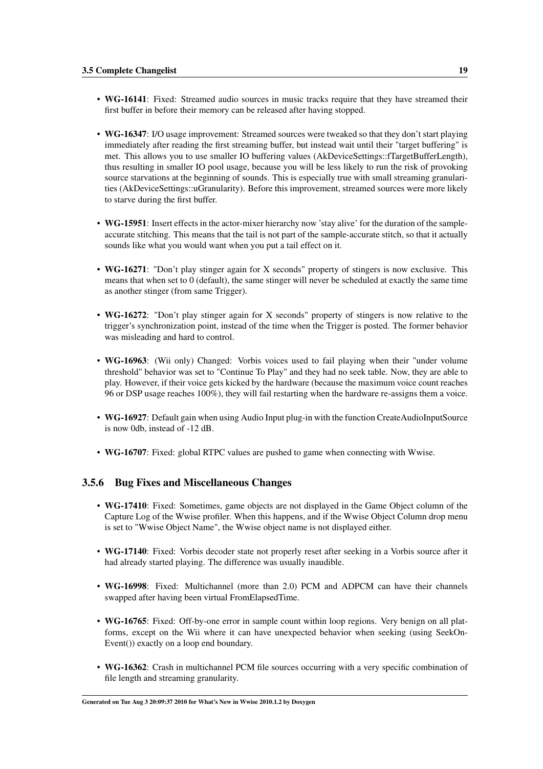- **WG-16141**: Fixed: Streamed audio sources in music tracks require that they have streamed their first buffer in before their memory can be released after having stopped.

- **WG-16347**: I/O usage improvement: Streamed sources were tweaked so that they don't start playing immediately after reading the first streaming buffer, but instead wait until their "target buffering" is met. This allows you to use smaller IO buffering values (AkDeviceSettings::fTargetBufferLength), thus resulting in smaller IO pool usage, because you will be less likely to run the risk of provoking source starvations at the beginning of sounds. This is especially true with small streaming granularities (AkDeviceSettings::uGranularity). Before this improvement, streamed sources were more likely to starve during the first buffer.

- **WG-15951**: Insert effects in the actor-mixer hierarchy now 'stay alive' for the duration of the sample-accurate stitching. This means that the tail is not part of the sample-accurate stitch, so that it actually sounds like what you would want when you put a tail effect on it.

- **WG-16271**: "Don't play stinger again for X seconds" property of stingers is now exclusive. This means that when set to 0 (default), the same stinger will never be scheduled at exactly the same time as another stinger (from same Trigger).

- **WG-16272**: "Don't play stinger again for X seconds" property of stingers is now relative to the trigger's synchronization point, instead of the time when the Trigger is posted. The former behavior was misleading and hard to control.

- **WG-16963**: (Wii only) Changed: Vorbis voices used to fail playing when their "under volume threshold" behavior was set to "Continue To Play" and they had no seek table. Now, they are able to play. However, if their voice gets kicked by the hardware (because the maximum voice count reaches 96 or DSP usage reaches 100%), they will fail restarting when the hardware re-assigns them a voice.

- **WG-16927**: Default gain when using Audio Input plug-in with the function CreateAudioInputSource is now 0db, instead of -12 dB.

- **WG-16707**: Fixed: global RTPC values are pushed to game when connecting with Wwise.

### 3.5.6 Bug Fixes and Miscellaneous Changes

- **WG-17410**: Fixed: Sometimes, game objects are not displayed in the Game Object column of the Capture Log of the Wwise profiler. When this happens, and if the Wwise Object Column drop menu is set to "Wwise Object Name", the Wwise object name is not displayed either.

- **WG-17140**: Fixed: Vorbis decoder state not properly reset after seeking in a Vorbis source after it had already started playing. The difference was usually inaudible.

- **WG-16998**: Fixed: Multichannel (more than 2.0) PCM and ADPCM can have their channels swapped after having been virtual FromElapsedTime.

- **WG-16765**: Fixed: Off-by-one error in sample count within loop regions. Very benign on all platforms, except on the Wii where it can have unexpected behavior when seeking (using SeekOnEvent()) exactly on a loop end boundary.

- **WG-16362**: Crash in multichannel PCM file sources occurring with a very specific combination of file length and streaming granularity.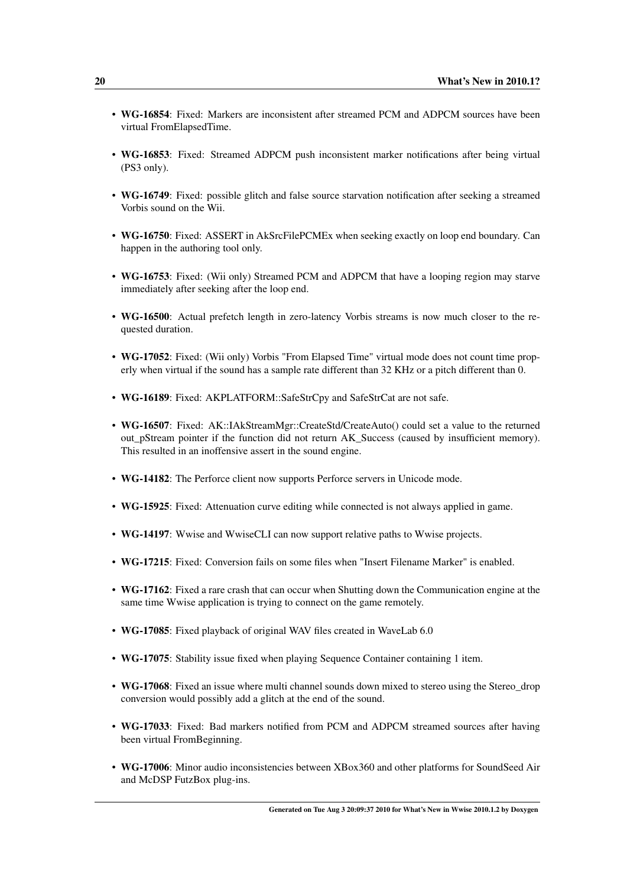- **WG-16854**: Fixed: Markers are inconsistent after streamed PCM and ADPCM sources have been virtual FromElapsedTime.

- **WG-16853**: Fixed: Streamed ADPCM push inconsistent marker notifications after being virtual (PS3 only).

- **WG-16749**: Fixed: possible glitch and false source starvation notification after seeking a streamed Vorbis sound on the Wii.

- **WG-16750**: Fixed: ASSERT in AkSrcFilePCMEx when seeking exactly on loop end boundary. Can happen in the authoring tool only.

- **WG-16753**: Fixed: (Wii only) Streamed PCM and ADPCM that have a looping region may starve immediately after seeking after the loop end.

- **WG-16500**: Actual prefetch length in zero-latency Vorbis streams is now much closer to the requested duration.

- **WG-17052**: Fixed: (Wii only) Vorbis "From Elapsed Time" virtual mode does not count time properly when virtual if the sound has a sample rate different than 32 KHz or a pitch different than 0.

- **WG-16189**: Fixed: AKPLATFORM::SafeStrCpy and SafeStrCat are not safe.

- **WG-16507**: Fixed: AK::IAkStreamMgr::CreateStd/CreateAuto() could set a value to the returned out_pStream pointer if the function did not return AK_Success (caused by insufficient memory). This resulted in an inoffensive assert in the sound engine.

- **WG-14182**: The Perforce client now supports Perforce servers in Unicode mode.

- **WG-15925**: Fixed: Attenuation curve editing while connected is not always applied in game.

- **WG-14197**: Wwise and WwiseCLI can now support relative paths to Wwise projects.

- **WG-17215**: Fixed: Conversion fails on some files when "Insert Filename Marker" is enabled.

- **WG-17162**: Fixed a rare crash that can occur when Shutting down the Communication engine at the same time Wwise application is trying to connect on the game remotely.

- **WG-17085**: Fixed playback of original WAV files created in WaveLab 6.0

- **WG-17075**: Stability issue fixed when playing Sequence Container containing 1 item.

- **WG-17068**: Fixed an issue where multi channel sounds down mixed to stereo using the Stereo_drop conversion would possibly add a glitch at the end of the sound.

- **WG-17033**: Fixed: Bad markers notified from PCM and ADPCM streamed sources after having been virtual FromBeginning.

- **WG-17006**: Minor audio inconsistencies between XBox360 and other platforms for SoundSeed Air and McDSP FutzBox plug-ins.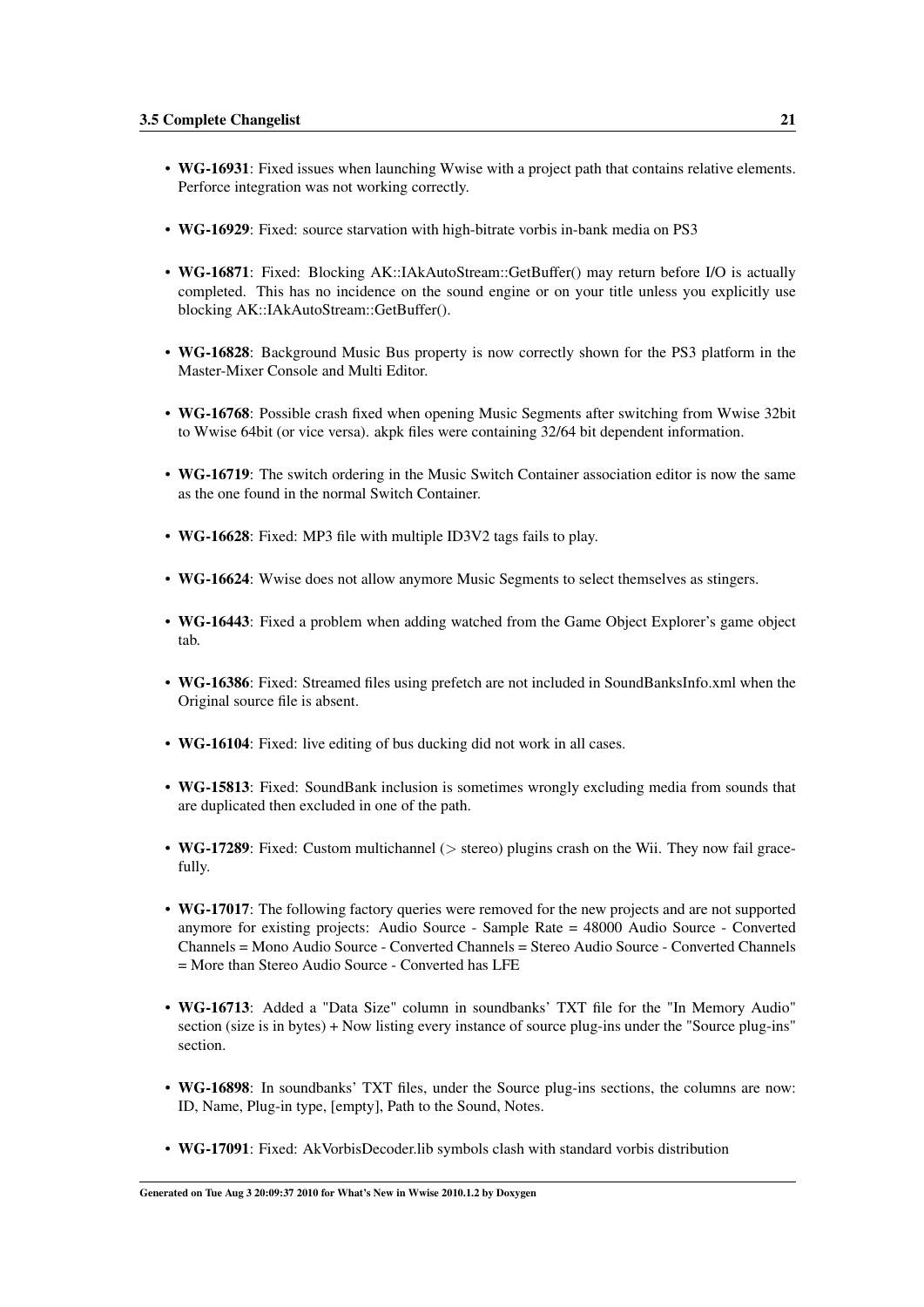- **WG-16931**: Fixed issues when launching Wwise with a project path that contains relative elements. Perforce integration was not working correctly.
- **WG-16929**: Fixed: source starvation with high-bitrate vorbis in-bank media on PS3
- **WG-16871**: Fixed: Blocking AK::IAkAutoStream::GetBuffer() may return before I/O is actually completed. This has no incidence on the sound engine or on your title unless you explicitly use blocking AK::IAkAutoStream::GetBuffer().
- **WG-16828**: Background Music Bus property is now correctly shown for the PS3 platform in the Master-Mixer Console and Multi Editor.
- **WG-16768**: Possible crash fixed when opening Music Segments after switching from Wwise 32bit to Wwise 64bit (or vice versa). akpk files were containing 32/64 bit dependent information.
- **WG-16719**: The switch ordering in the Music Switch Container association editor is now the same as the one found in the normal Switch Container.
- **WG-16628**: Fixed: MP3 file with multiple ID3V2 tags fails to play.
- **WG-16624**: Wwise does not allow anymore Music Segments to select themselves as stingers.
- **WG-16443**: Fixed a problem when adding watched from the Game Object Explorer's game object tab.
- **WG-16386**: Fixed: Streamed files using prefetch are not included in SoundBanksInfo.xml when the Original source file is absent.
- **WG-16104**: Fixed: live editing of bus ducking did not work in all cases.
- **WG-15813**: Fixed: SoundBank inclusion is sometimes wrongly excluding media from sounds that are duplicated then excluded in one of the path.
- **WG-17289**: Fixed: Custom multichannel (> stereo) plugins crash on the Wii. They now fail gracefully.
- **WG-17017**: The following factory queries were removed for the new projects and are not supported anymore for existing projects: Audio Source - Sample Rate = 48000 Audio Source - Converted Channels = Mono Audio Source - Converted Channels = Stereo Audio Source - Converted Channels = More than Stereo Audio Source - Converted has LFE
- **WG-16713**: Added a "Data Size" column in soundbanks' TXT file for the "In Memory Audio" section (size is in bytes) + Now listing every instance of source plug-ins under the "Source plug-ins" section.
- **WG-16898**: In soundbanks' TXT files, under the Source plug-ins sections, the columns are now: ID, Name, Plug-in type, [empty], Path to the Sound, Notes.
- **WG-17091**: Fixed: AkVorbisDecoder.lib symbols clash with standard vorbis distribution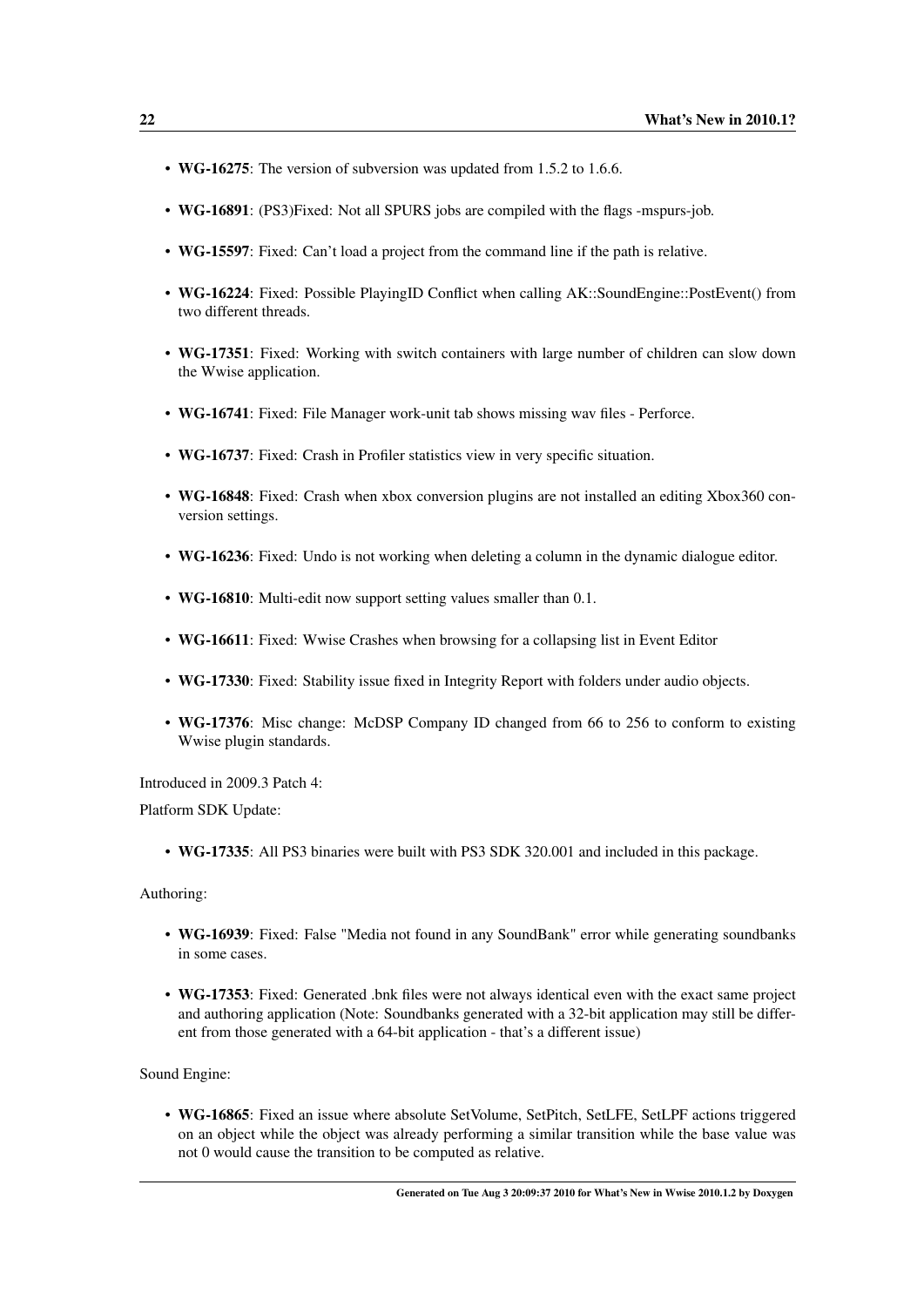- **WG-16275**: The version of subversion was updated from 1.5.2 to 1.6.6.
- **WG-16891**: (PS3)Fixed: Not all SPURS jobs are compiled with the flags -mspurs-job.
- **WG-15597**: Fixed: Can't load a project from the command line if the path is relative.
- **WG-16224**: Fixed: Possible PlayingID Conflict when calling AK::SoundEngine::PostEvent() from two different threads.
- **WG-17351**: Fixed: Working with switch containers with large number of children can slow down the Wwise application.
- **WG-16741**: Fixed: File Manager work-unit tab shows missing wav files - Perforce.
- **WG-16737**: Fixed: Crash in Profiler statistics view in very specific situation.
- **WG-16848**: Fixed: Crash when xbox conversion plugins are not installed an editing Xbox360 conversion settings.
- **WG-16236**: Fixed: Undo is not working when deleting a column in the dynamic dialogue editor.
- **WG-16810**: Multi-edit now support setting values smaller than 0.1.
- **WG-16611**: Fixed: Wwise Crashes when browsing for a collapsing list in Event Editor
- **WG-17330**: Fixed: Stability issue fixed in Integrity Report with folders under audio objects.
- **WG-17376**: Misc change: McDSP Company ID changed from 66 to 256 to conform to existing Wwise plugin standards.

Introduced in 2009.3 Patch 4:

Platform SDK Update:

- **WG-17335**: All PS3 binaries were built with PS3 SDK 320.001 and included in this package.

Authoring:

- **WG-16939**: Fixed: False "Media not found in any SoundBank" error while generating soundbanks in some cases.
- **WG-17353**: Fixed: Generated .bnk files were not always identical even with the exact same project and authoring application (Note: Soundbanks generated with a 32-bit application may still be different from those generated with a 64-bit application - that's a different issue)

Sound Engine:

- **WG-16865**: Fixed an issue where absolute SetVolume, SetPitch, SetLFE, SetLPF actions triggered on an object while the object was already performing a similar transition while the base value was not 0 would cause the transition to be computed as relative.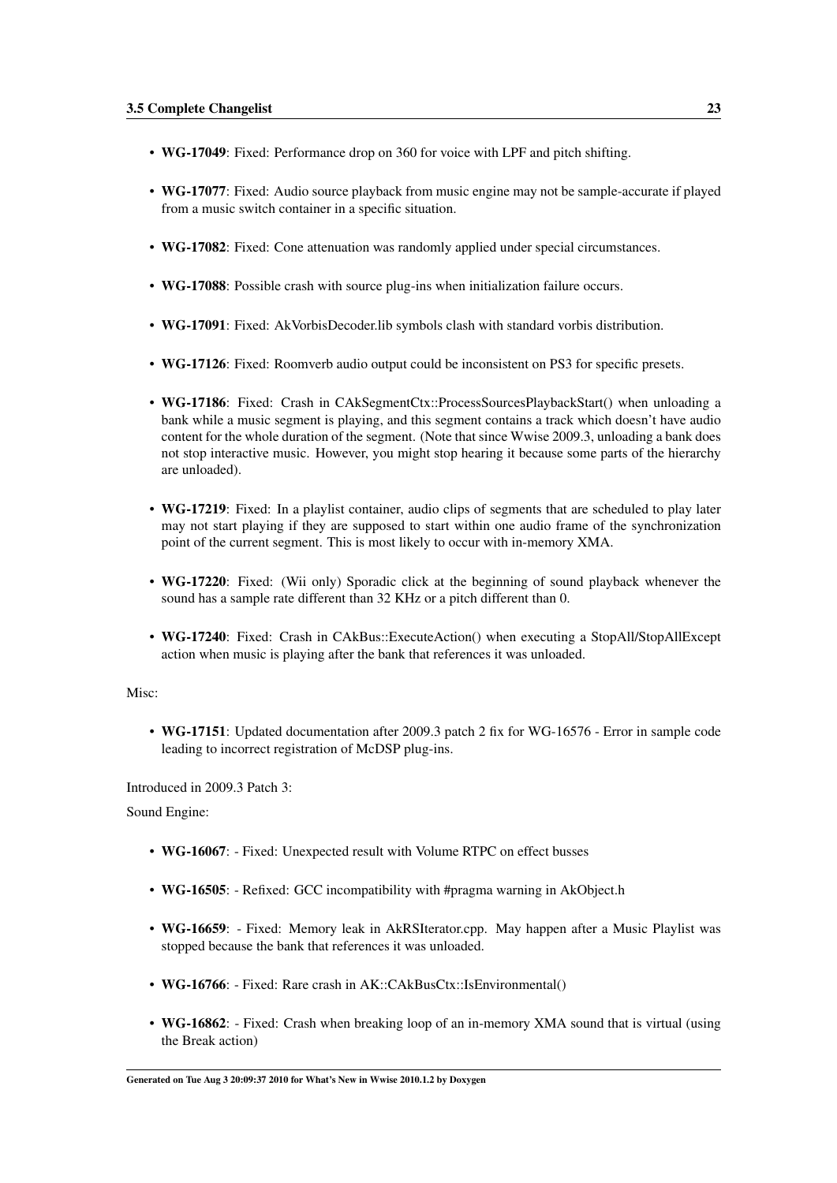- **WG-17049**: Fixed: Performance drop on 360 for voice with LPF and pitch shifting.
- **WG-17077**: Fixed: Audio source playback from music engine may not be sample-accurate if played from a music switch container in a specific situation.
- **WG-17082**: Fixed: Cone attenuation was randomly applied under special circumstances.
- **WG-17088**: Possible crash with source plug-ins when initialization failure occurs.
- **WG-17091**: Fixed: AkVorbisDecoder.lib symbols clash with standard vorbis distribution.
- **WG-17126**: Fixed: Roomverb audio output could be inconsistent on PS3 for specific presets.
- **WG-17186**: Fixed: Crash in CAkSegmentCtx::ProcessSourcesPlaybackStart() when unloading a bank while a music segment is playing, and this segment contains a track which doesn't have audio content for the whole duration of the segment. (Note that since Wwise 2009.3, unloading a bank does not stop interactive music. However, you might stop hearing it because some parts of the hierarchy are unloaded).
- **WG-17219**: Fixed: In a playlist container, audio clips of segments that are scheduled to play later may not start playing if they are supposed to start within one audio frame of the synchronization point of the current segment. This is most likely to occur with in-memory XMA.
- **WG-17220**: Fixed: (Wii only) Sporadic click at the beginning of sound playback whenever the sound has a sample rate different than 32 KHz or a pitch different than 0.
- **WG-17240**: Fixed: Crash in CAkBus::ExecuteAction() when executing a StopAll/StopAllExcept action when music is playing after the bank that references it was unloaded.

Misc:

- **WG-17151**: Updated documentation after 2009.3 patch 2 fix for WG-16576 - Error in sample code leading to incorrect registration of McDSP plug-ins.

Introduced in 2009.3 Patch 3:

Sound Engine:

- **WG-16067**: - Fixed: Unexpected result with Volume RTPC on effect busses
- **WG-16505**: - Refixed: GCC incompatibility with #pragma warning in AkObject.h
- **WG-16659**: - Fixed: Memory leak in AkRSIterator.cpp. May happen after a Music Playlist was stopped because the bank that references it was unloaded.
- **WG-16766**: - Fixed: Rare crash in AK::CAkBusCtx::IsEnvironmental()
- **WG-16862**: - Fixed: Crash when breaking loop of an in-memory XMA sound that is virtual (using the Break action)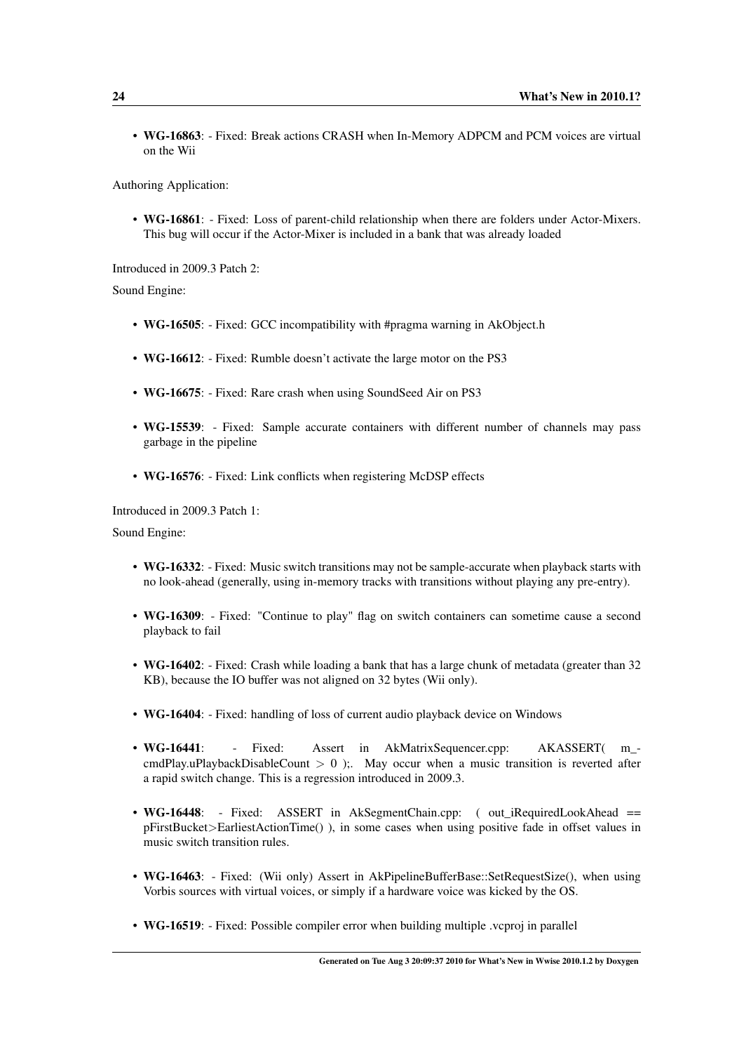- **WG-16863**: - Fixed: Break actions CRASH when In-Memory ADPCM and PCM voices are virtual on the Wii

Authoring Application:

- **WG-16861**: - Fixed: Loss of parent-child relationship when there are folders under Actor-Mixers. This bug will occur if the Actor-Mixer is included in a bank that was already loaded

Introduced in 2009.3 Patch 2:

Sound Engine:

- **WG-16505**: - Fixed: GCC incompatibility with #pragma warning in AkObject.h
- **WG-16612**: - Fixed: Rumble doesn't activate the large motor on the PS3
- **WG-16675**: - Fixed: Rare crash when using SoundSeed Air on PS3
- **WG-15539**: - Fixed: Sample accurate containers with different number of channels may pass garbage in the pipeline
- **WG-16576**: - Fixed: Link conflicts when registering McDSP effects

Introduced in 2009.3 Patch 1:

Sound Engine:

- **WG-16332**: - Fixed: Music switch transitions may not be sample-accurate when playback starts with no look-ahead (generally, using in-memory tracks with transitions without playing any pre-entry).
- **WG-16309**: - Fixed: "Continue to play" flag on switch containers can sometime cause a second playback to fail
- **WG-16402**: - Fixed: Crash while loading a bank that has a large chunk of metadata (greater than 32 KB), because the IO buffer was not aligned on 32 bytes (Wii only).
- **WG-16404**: - Fixed: handling of loss of current audio playback device on Windows
- **WG-16441**: - Fixed: Assert in AkMatrixSequencer.cpp: AKASSERT( m_cmdPlay.uPlaybackDisableCount > 0 );. May occur when a music transition is reverted after a rapid switch change. This is a regression introduced in 2009.3.
- **WG-16448**: - Fixed: ASSERT in AkSegmentChain.cpp: ( out_iRequiredLookAhead == pFirstBucket>EarliestActionTime() ), in some cases when using positive fade in offset values in music switch transition rules.
- **WG-16463**: - Fixed: (Wii only) Assert in AkPipelineBufferBase::SetRequestSize(), when using Vorbis sources with virtual voices, or simply if a hardware voice was kicked by the OS.
- **WG-16519**: - Fixed: Possible compiler error when building multiple .vcproj in parallel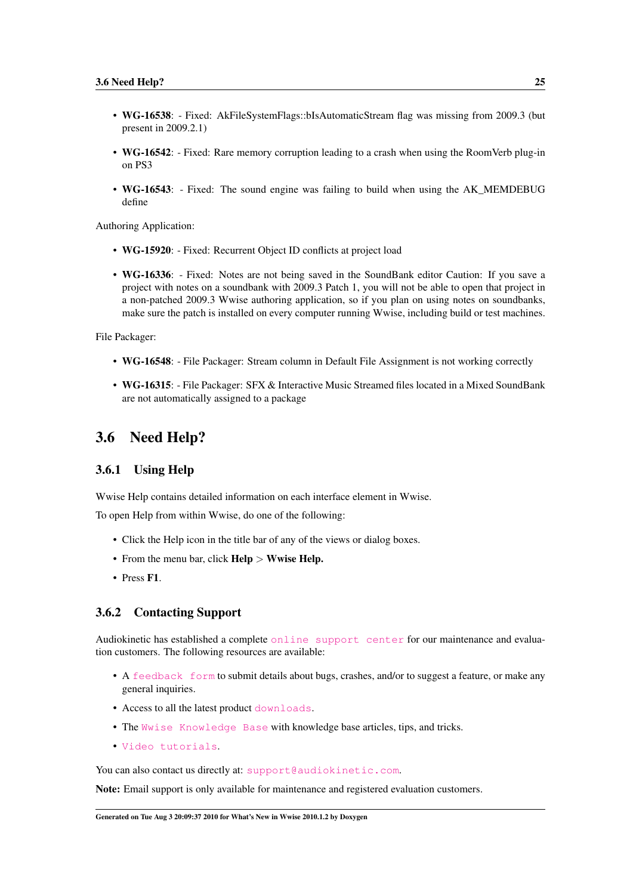- **WG-16538**: - Fixed: AkFileSystemFlags::bIsAutomaticStream flag was missing from 2009.3 (but present in 2009.2.1)

- **WG-16542**: - Fixed: Rare memory corruption leading to a crash when using the RoomVerb plug-in on PS3

- **WG-16543**: - Fixed: The sound engine was failing to build when using the AK_MEMDEBUG define

Authoring Application:

- **WG-15920**: - Fixed: Recurrent Object ID conflicts at project load

- **WG-16336**: - Fixed: Notes are not being saved in the SoundBank editor Caution: If you save a project with notes on a soundbank with 2009.3 Patch 1, you will not be able to open that project in a non-patched 2009.3 Wwise authoring application, so if you plan on using notes on soundbanks, make sure the patch is installed on every computer running Wwise, including build or test machines.

File Packager:

- **WG-16548**: - File Packager: Stream column in Default File Assignment is not working correctly

- **WG-16315**: - File Packager: SFX & Interactive Music Streamed files located in a Mixed SoundBank are not automatically assigned to a package

## 3.6 Need Help?

### 3.6.1 Using Help

Wwise Help contains detailed information on each interface element in Wwise.

To open Help from within Wwise, do one of the following:

- Click the Help icon in the title bar of any of the views or dialog boxes.
- From the menu bar, click **Help** > **Wwise Help.**
- Press **F1**.

### 3.6.2 Contacting Support

Audiokinetic has established a complete online support center for our maintenance and evaluation customers. The following resources are available:

- A feedback form to submit details about bugs, crashes, and/or to suggest a feature, or make any general inquiries.
- Access to all the latest product downloads.
- The Wwise Knowledge Base with knowledge base articles, tips, and tricks.
- Video tutorials.

You can also contact us directly at: support@audiokinetic.com.

**Note:** Email support is only available for maintenance and registered evaluation customers.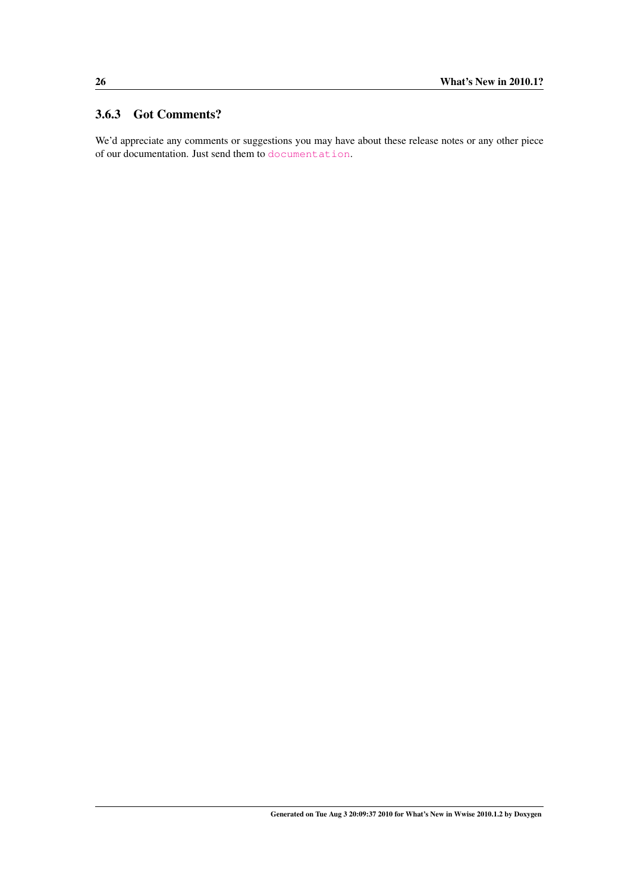### 3.6.3 Got Comments?

We'd appreciate any comments or suggestions you may have about these release notes or any other piece of our documentation. Just send them to `documentation`.